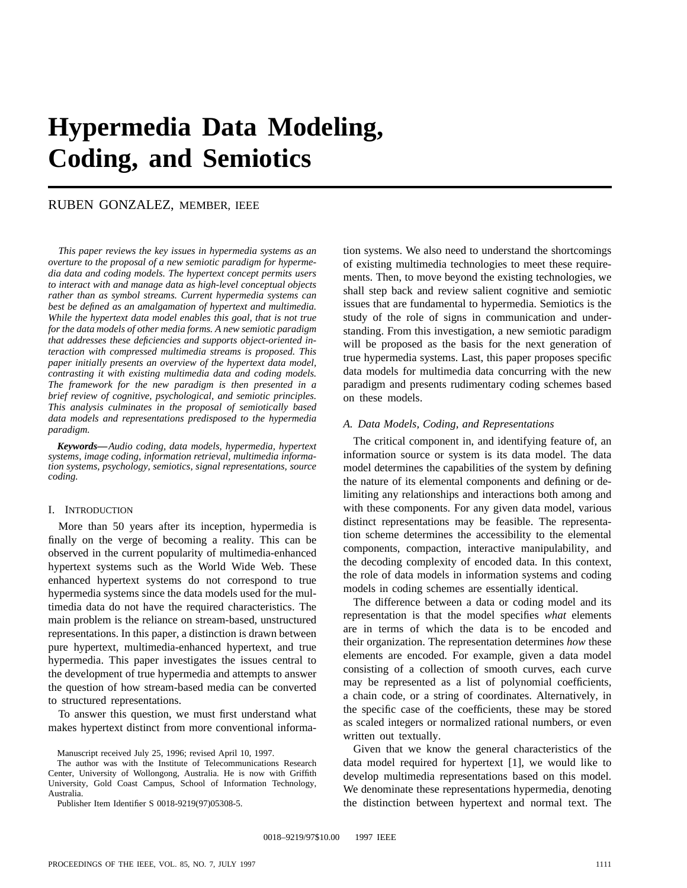# Hypermedia Data Modeling, Coding, and Semiotics

RUBEN GONZALEZ, MEMBER, IEEE

*This paper reviews the key issues in hypermedia systems as an overture to the proposal of a new semiotic paradigm for hypermedia data and coding models. The hypertext concept permits users to interact with and manage data as high-level conceptual objects rather than as symbol streams. Current hypermedia systems can best be defined as an amalgamation of hypertext and multimedia. While the hypertext data model enables this goal, that is not true for the data models of other media forms. A new semiotic paradigm that addresses these deficiencies and supports object-oriented interaction with compressed multimedia streams is proposed. This paper initially presents an overview of the hypertext data model, contrasting it with existing multimedia data and coding models. The framework for the new paradigm is then presented in a brief review of cognitive, psychological, and semiotic principles. This analysis culminates in the proposal of semiotically based data models and representations predisposed to the hypermedia paradigm.*

***Keywords—*** *Audio coding, data models, hypermedia, hypertext systems, image coding, information retrieval, multimedia information systems, psychology, semiotics, signal representations, source coding.*

## I. Introduction

More than 50 years after its inception, hypermedia is finally on the verge of becoming a reality. This can be observed in the current popularity of multimedia-enhanced hypertext systems such as the World Wide Web. These enhanced hypertext systems do not correspond to true hypermedia systems since the data models used for the multimedia data do not have the required characteristics. The main problem is the reliance on stream-based, unstructured representations. In this paper, a distinction is drawn between pure hypertext, multimedia-enhanced hypertext, and true hypermedia. This paper investigates the issues central to the development of true hypermedia and attempts to answer the question of how stream-based media can be converted to structured representations.

To answer this question, we must first understand what makes hypertext distinct from more conventional information systems. We also need to understand the shortcomings of existing multimedia technologies to meet these requirements. Then, to move beyond the existing technologies, we shall step back and review salient cognitive and semiotic issues that are fundamental to hypermedia. Semiotics is the study of the role of signs in communication and understanding. From this investigation, a new semiotic paradigm will be proposed as the basis for the next generation of true hypermedia systems. Last, this paper proposes specific data models for multimedia data concurring with the new paradigm and presents rudimentary coding schemes based on these models.

### A. Data Models, Coding, and Representations

The critical component in, and identifying feature of, an information source or system is its data model. The data model determines the capabilities of the system by defining the nature of its elemental components and defining or delimiting any relationships and interactions both among and with these components. For any given data model, various distinct representations may be feasible. The representation scheme determines the accessibility to the elemental components, compaction, interactive manipulability, and the decoding complexity of encoded data. In this context, the role of data models in information systems and coding models in coding schemes are essentially identical.

The difference between a data or coding model and its representation is that the model specifies *what* elements are in terms of which the data is to be encoded and their organization. The representation determines *how* these elements are encoded. For example, given a data model consisting of a collection of smooth curves, each curve may be represented as a list of polynomial coefficients, a chain code, or a string of coordinates. Alternatively, in the specific case of the coefficients, these may be stored as scaled integers or normalized rational numbers, or even written out textually.

Given that we know the general characteristics of the data model required for hypertext [1], we would like to develop multimedia representations based on this model. We denominate these representations hypermedia, denoting the distinction between hypertext and normal text. The

Manuscript received July 25, 1996; revised April 10, 1997.

The author was with the Institute of Telecommunications Research Center, University of Wollongong, Australia. He is now with Griffith University, Gold Coast Campus, School of Information Technology, Australia.

Publisher Item Identifier S 0018-9219(97)05308-5.

0018–9219/97$10.00 © 1997 IEEE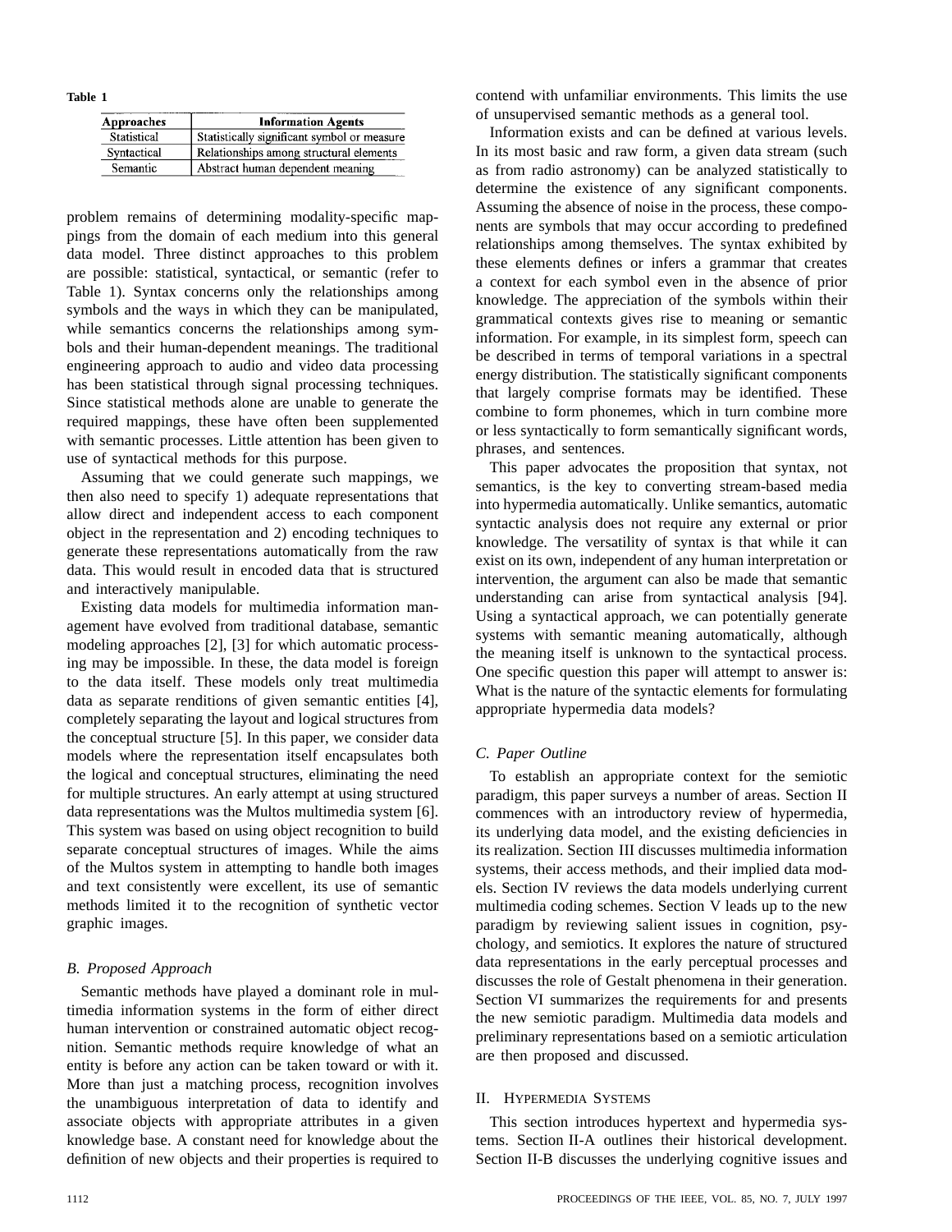Table 1

| Approaches | Information Agents |
| --- | --- |
| Statistical | Statistically significant symbol or measure |
| Syntactical | Relationships among structural elements |
| Semantic | Abstract human dependent meaning |

problem remains of determining modality-specific mappings from the domain of each medium into this general data model. Three distinct approaches to this problem are possible: statistical, syntactical, or semantic (refer to Table 1). Syntax concerns only the relationships among symbols and the ways in which they can be manipulated, while semantics concerns the relationships among symbols and their human-dependent meanings. The traditional engineering approach to audio and video data processing has been statistical through signal processing techniques. Since statistical methods alone are unable to generate the required mappings, these have often been supplemented with semantic processes. Little attention has been given to use of syntactical methods for this purpose.

Assuming that we could generate such mappings, we then also need to specify 1) adequate representations that allow direct and independent access to each component object in the representation and 2) encoding techniques to generate these representations automatically from the raw data. This would result in encoded data that is structured and interactively manipulable.

Existing data models for multimedia information management have evolved from traditional database, semantic modeling approaches [2], [3] for which automatic processing may be impossible. In these, the data model is foreign to the data itself. These models only treat multimedia data as separate renditions of given semantic entities [4], completely separating the layout and logical structures from the conceptual structure [5]. In this paper, we consider data models where the representation itself encapsulates both the logical and conceptual structures, eliminating the need for multiple structures. An early attempt at using structured data representations was the Multos multimedia system [6]. This system was based on using object recognition to build separate conceptual structures of images. While the aims of the Multos system in attempting to handle both images and text consistently were excellent, its use of semantic methods limited it to the recognition of synthetic vector graphic images.

### B. Proposed Approach

Semantic methods have played a dominant role in multimedia information systems in the form of either direct human intervention or constrained automatic object recognition. Semantic methods require knowledge of what an entity is before any action can be taken toward or with it. More than just a matching process, recognition involves the unambiguous interpretation of data to identify and associate objects with appropriate attributes in a given knowledge base. A constant need for knowledge about the definition of new objects and their properties is required to contend with unfamiliar environments. This limits the use of unsupervised semantic methods as a general tool.

Information exists and can be defined at various levels. In its most basic and raw form, a given data stream (such as from radio astronomy) can be analyzed statistically to determine the existence of any significant components. Assuming the absence of noise in the process, these components are symbols that may occur according to predefined relationships among themselves. The syntax exhibited by these elements defines or infers a grammar that creates a context for each symbol even in the absence of prior knowledge. The appreciation of the symbols within their grammatical contexts gives rise to meaning or semantic information. For example, in its simplest form, speech can be described in terms of temporal variations in a spectral energy distribution. The statistically significant components that largely comprise formats may be identified. These combine to form phonemes, which in turn combine more or less syntactically to form semantically significant words, phrases, and sentences.

This paper advocates the proposition that syntax, not semantics, is the key to converting stream-based media into hypermedia automatically. Unlike semantics, automatic syntactic analysis does not require any external or prior knowledge. The versatility of syntax is that while it can exist on its own, independent of any human interpretation or intervention, the argument can also be made that semantic understanding can arise from syntactical analysis [94]. Using a syntactical approach, we can potentially generate systems with semantic meaning automatically, although the meaning itself is unknown to the syntactical process. One specific question this paper will attempt to answer is: What is the nature of the syntactic elements for formulating appropriate hypermedia data models?

### C. Paper Outline

To establish an appropriate context for the semiotic paradigm, this paper surveys a number of areas. Section II commences with an introductory review of hypermedia, its underlying data model, and the existing deficiencies in its realization. Section III discusses multimedia information systems, their access methods, and their implied data models. Section IV reviews the data models underlying current multimedia coding schemes. Section V leads up to the new paradigm by reviewing salient issues in cognition, psychology, and semiotics. It explores the nature of structured data representations in the early perceptual processes and discusses the role of Gestalt phenomena in their generation. Section VI summarizes the requirements for and presents the new semiotic paradigm. Multimedia data models and preliminary representations based on a semiotic articulation are then proposed and discussed.

## II. Hypermedia Systems

This section introduces hypertext and hypermedia systems. Section II-A outlines their historical development. Section II-B discusses the underlying cognitive issues and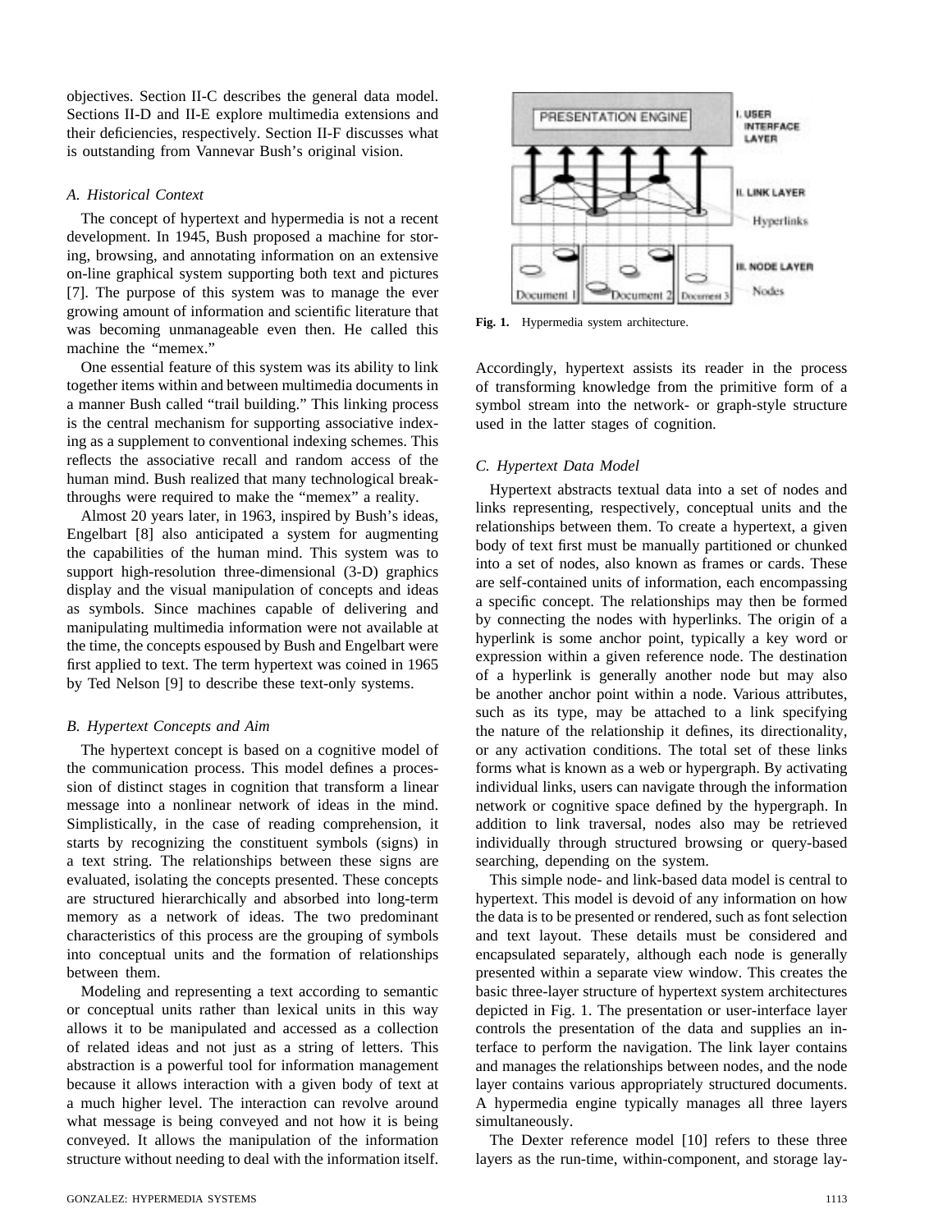objectives. Section II-C describes the general data model. Sections II-D and II-E explore multimedia extensions and their deficiencies, respectively. Section II-F discusses what is outstanding from Vannevar Bush's original vision.

### *A. Historical Context*

The concept of hypertext and hypermedia is not a recent development. In 1945, Bush proposed a machine for storing, browsing, and annotating information on an extensive on-line graphical system supporting both text and pictures [7]. The purpose of this system was to manage the ever growing amount of information and scientific literature that was becoming unmanageable even then. He called this machine the "memex."

One essential feature of this system was its ability to link together items within and between multimedia documents in a manner Bush called "trail building." This linking process is the central mechanism for supporting associative indexing as a supplement to conventional indexing schemes. This reflects the associative recall and random access of the human mind. Bush realized that many technological breakthroughs were required to make the "memex" a reality.

Almost 20 years later, in 1963, inspired by Bush's ideas, Engelbart [8] also anticipated a system for augmenting the capabilities of the human mind. This system was to support high-resolution three-dimensional (3-D) graphics display and the visual manipulation of concepts and ideas as symbols. Since machines capable of delivering and manipulating multimedia information were not available at the time, the concepts espoused by Bush and Engelbart were first applied to text. The term hypertext was coined in 1965 by Ted Nelson [9] to describe these text-only systems.

### *B. Hypertext Concepts and Aim*

The hypertext concept is based on a cognitive model of the communication process. This model defines a procession of distinct stages in cognition that transform a linear message into a nonlinear network of ideas in the mind. Simplistically, in the case of reading comprehension, it starts by recognizing the constituent symbols (signs) in a text string. The relationships between these signs are evaluated, isolating the concepts presented. These concepts are structured hierarchically and absorbed into long-term memory as a network of ideas. The two predominant characteristics of this process are the grouping of symbols into conceptual units and the formation of relationships between them.

Modeling and representing a text according to semantic or conceptual units rather than lexical units in this way allows it to be manipulated and accessed as a collection of related ideas and not just as a string of letters. This abstraction is a powerful tool for information management because it allows interaction with a given body of text at a much higher level. The interaction can revolve around what message is being conveyed and not how it is being conveyed. It allows the manipulation of the information structure without needing to deal with the information itself.

PRESENTATION ENGINE

I. USER INTERFACE LAYER

II. LINK LAYER

Hyperlinks

III. NODE LAYER

Nodes

Document 1

Document 2

Document 3

**Fig. 1.** Hypermedia system architecture.

Accordingly, hypertext assists its reader in the process of transforming knowledge from the primitive form of a symbol stream into the network- or graph-style structure used in the latter stages of cognition.

### *C. Hypertext Data Model*

Hypertext abstracts textual data into a set of nodes and links representing, respectively, conceptual units and the relationships between them. To create a hypertext, a given body of text first must be manually partitioned or chunked into a set of nodes, also known as frames or cards. These are self-contained units of information, each encompassing a specific concept. The relationships may then be formed by connecting the nodes with hyperlinks. The origin of a hyperlink is some anchor point, typically a key word or expression within a given reference node. The destination of a hyperlink is generally another node but may also be another anchor point within a node. Various attributes, such as its type, may be attached to a link specifying the nature of the relationship it defines, its directionality, or any activation conditions. The total set of these links forms what is known as a web or hypergraph. By activating individual links, users can navigate through the information network or cognitive space defined by the hypergraph. In addition to link traversal, nodes also may be retrieved individually through structured browsing or query-based searching, depending on the system.

This simple node- and link-based data model is central to hypertext. This model is devoid of any information on how the data is to be presented or rendered, such as font selection and text layout. These details must be considered and encapsulated separately, although each node is generally presented within a separate view window. This creates the basic three-layer structure of hypertext system architectures depicted in Fig. 1. The presentation or user-interface layer controls the presentation of the data and supplies an interface to perform the navigation. The link layer contains and manages the relationships between nodes, and the node layer contains various appropriately structured documents. A hypermedia engine typically manages all three layers simultaneously.

The Dexter reference model [10] refers to these three layers as the run-time, within-component, and storage lay-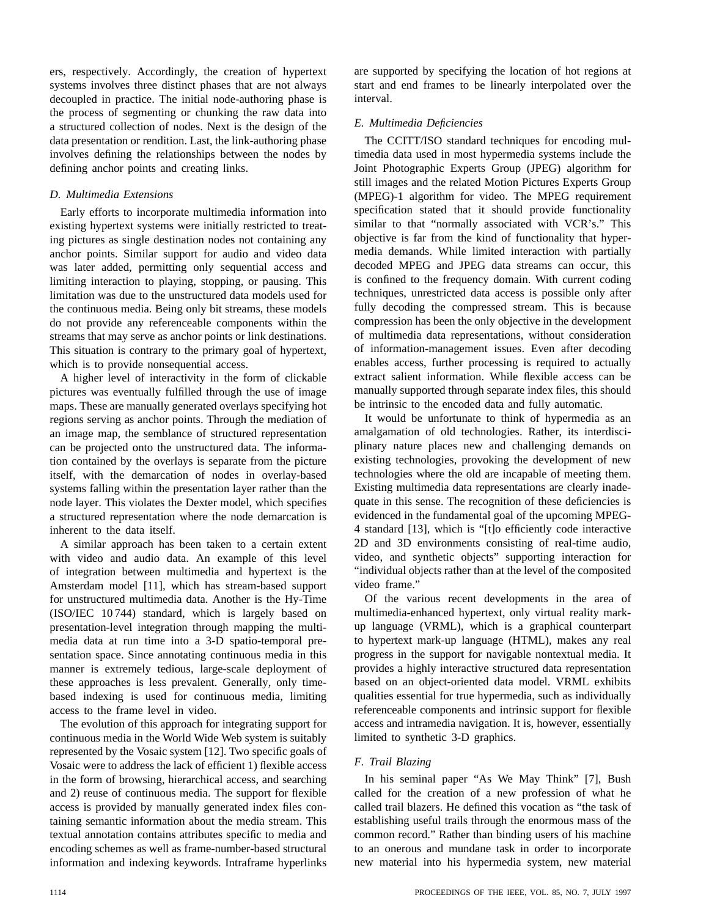ers, respectively. Accordingly, the creation of hypertext systems involves three distinct phases that are not always decoupled in practice. The initial node-authoring phase is the process of segmenting or chunking the raw data into a structured collection of nodes. Next is the design of the data presentation or rendition. Last, the link-authoring phase involves defining the relationships between the nodes by defining anchor points and creating links.

### *D. Multimedia Extensions*

Early efforts to incorporate multimedia information into existing hypertext systems were initially restricted to treating pictures as single destination nodes not containing any anchor points. Similar support for audio and video data was later added, permitting only sequential access and limiting interaction to playing, stopping, or pausing. This limitation was due to the unstructured data models used for the continuous media. Being only bit streams, these models do not provide any referenceable components within the streams that may serve as anchor points or link destinations. This situation is contrary to the primary goal of hypertext, which is to provide nonsequential access.

A higher level of interactivity in the form of clickable pictures was eventually fulfilled through the use of image maps. These are manually generated overlays specifying hot regions serving as anchor points. Through the mediation of an image map, the semblance of structured representation can be projected onto the unstructured data. The information contained by the overlays is separate from the picture itself, with the demarcation of nodes in overlay-based systems falling within the presentation layer rather than the node layer. This violates the Dexter model, which specifies a structured representation where the node demarcation is inherent to the data itself.

A similar approach has been taken to a certain extent with video and audio data. An example of this level of integration between multimedia and hypertext is the Amsterdam model [11], which has stream-based support for unstructured multimedia data. Another is the Hy-Time (ISO/IEC 10 744) standard, which is largely based on presentation-level integration through mapping the multimedia data at run time into a 3-D spatio-temporal presentation space. Since annotating continuous media in this manner is extremely tedious, large-scale deployment of these approaches is less prevalent. Generally, only time-based indexing is used for continuous media, limiting access to the frame level in video.

The evolution of this approach for integrating support for continuous media in the World Wide Web system is suitably represented by the Vosaic system [12]. Two specific goals of Vosaic were to address the lack of efficient 1) flexible access in the form of browsing, hierarchical access, and searching and 2) reuse of continuous media. The support for flexible access is provided by manually generated index files containing semantic information about the media stream. This textual annotation contains attributes specific to media and encoding schemes as well as frame-number-based structural information and indexing keywords. Intraframe hyperlinks are supported by specifying the location of hot regions at start and end frames to be linearly interpolated over the interval.

### *E. Multimedia Deficiencies*

The CCITT/ISO standard techniques for encoding multimedia data used in most hypermedia systems include the Joint Photographic Experts Group (JPEG) algorithm for still images and the related Motion Pictures Experts Group (MPEG)-1 algorithm for video. The MPEG requirement specification stated that it should provide functionality similar to that "normally associated with VCR's." This objective is far from the kind of functionality that hypermedia demands. While limited interaction with partially decoded MPEG and JPEG data streams can occur, this is confined to the frequency domain. With current coding techniques, unrestricted data access is possible only after fully decoding the compressed stream. This is because compression has been the only objective in the development of multimedia data representations, without consideration of information-management issues. Even after decoding enables access, further processing is required to actually extract salient information. While flexible access can be manually supported through separate index files, this should be intrinsic to the encoded data and fully automatic.

It would be unfortunate to think of hypermedia as an amalgamation of old technologies. Rather, its interdisciplinary nature places new and challenging demands on existing technologies, provoking the development of new technologies where the old are incapable of meeting them. Existing multimedia data representations are clearly inadequate in this sense. The recognition of these deficiencies is evidenced in the fundamental goal of the upcoming MPEG-4 standard [13], which is "[t]o efficiently code interactive 2D and 3D environments consisting of real-time audio, video, and synthetic objects" supporting interaction for "individual objects rather than at the level of the composited video frame."

Of the various recent developments in the area of multimedia-enhanced hypertext, only virtual reality markup language (VRML), which is a graphical counterpart to hypertext mark-up language (HTML), makes any real progress in the support for navigable nontextual media. It provides a highly interactive structured data representation based on an object-oriented data model. VRML exhibits qualities essential for true hypermedia, such as individually referenceable components and intrinsic support for flexible access and intramedia navigation. It is, however, essentially limited to synthetic 3-D graphics.

### *F. Trail Blazing*

In his seminal paper "As We May Think" [7], Bush called for the creation of a new profession of what he called trail blazers. He defined this vocation as "the task of establishing useful trails through the enormous mass of the common record." Rather than binding users of his machine to an onerous and mundane task in order to incorporate new material into his hypermedia system, new material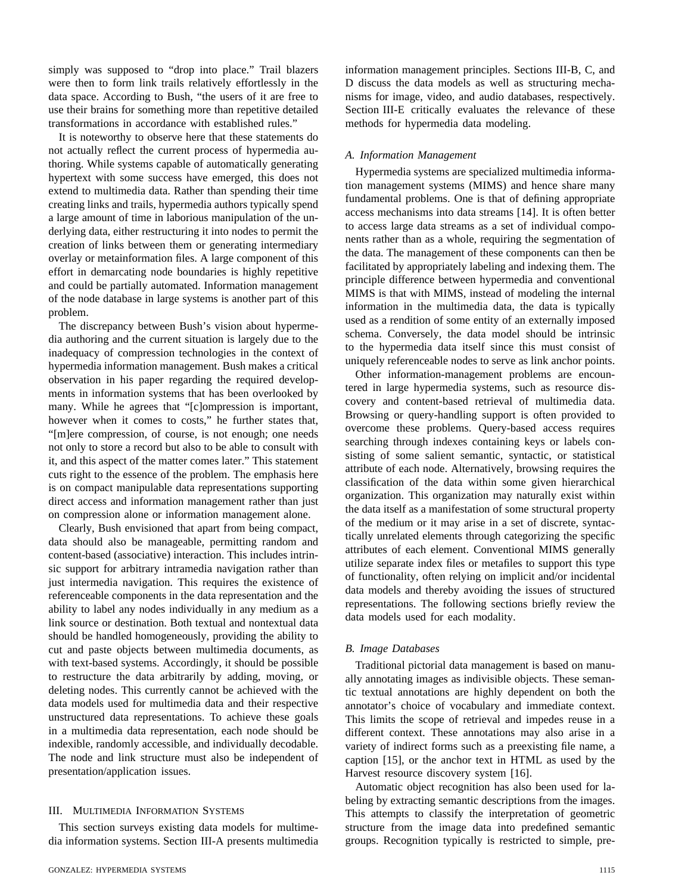simply was supposed to "drop into place." Trail blazers were then to form link trails relatively effortlessly in the data space. According to Bush, "the users of it are free to use their brains for something more than repetitive detailed transformations in accordance with established rules."

It is noteworthy to observe here that these statements do not actually reflect the current process of hypermedia authoring. While systems capable of automatically generating hypertext with some success have emerged, this does not extend to multimedia data. Rather than spending their time creating links and trails, hypermedia authors typically spend a large amount of time in laborious manipulation of the underlying data, either restructuring it into nodes to permit the creation of links between them or generating intermediary overlay or metainformation files. A large component of this effort in demarcating node boundaries is highly repetitive and could be partially automated. Information management of the node database in large systems is another part of this problem.

The discrepancy between Bush's vision about hypermedia authoring and the current situation is largely due to the inadequacy of compression technologies in the context of hypermedia information management. Bush makes a critical observation in his paper regarding the required developments in information systems that has been overlooked by many. While he agrees that "[c]ompression is important, however when it comes to costs," he further states that, "[m]ere compression, of course, is not enough; one needs not only to store a record but also to be able to consult with it, and this aspect of the matter comes later." This statement cuts right to the essence of the problem. The emphasis here is on compact manipulable data representations supporting direct access and information management rather than just on compression alone or information management alone.

Clearly, Bush envisioned that apart from being compact, data should also be manageable, permitting random and content-based (associative) interaction. This includes intrinsic support for arbitrary intramedia navigation rather than just intermedia navigation. This requires the existence of referenceable components in the data representation and the ability to label any nodes individually in any medium as a link source or destination. Both textual and nontextual data should be handled homogeneously, providing the ability to cut and paste objects between multimedia documents, as with text-based systems. Accordingly, it should be possible to restructure the data arbitrarily by adding, moving, or deleting nodes. This currently cannot be achieved with the data models used for multimedia data and their respective unstructured data representations. To achieve these goals in a multimedia data representation, each node should be indexible, randomly accessible, and individually decodable. The node and link structure must also be independent of presentation/application issues.

## III. Multimedia Information Systems

This section surveys existing data models for multimedia information systems. Section III-A presents multimedia information management principles. Sections III-B, C, and D discuss the data models as well as structuring mechanisms for image, video, and audio databases, respectively. Section III-E critically evaluates the relevance of these methods for hypermedia data modeling.

### *A. Information Management*

Hypermedia systems are specialized multimedia information management systems (MIMS) and hence share many fundamental problems. One is that of defining appropriate access mechanisms into data streams [14]. It is often better to access large data streams as a set of individual components rather than as a whole, requiring the segmentation of the data. The management of these components can then be facilitated by appropriately labeling and indexing them. The principle difference between hypermedia and conventional MIMS is that with MIMS, instead of modeling the internal information in the multimedia data, the data is typically used as a rendition of some entity of an externally imposed schema. Conversely, the data model should be intrinsic to the hypermedia data itself since this must consist of uniquely referenceable nodes to serve as link anchor points.

Other information-management problems are encountered in large hypermedia systems, such as resource discovery and content-based retrieval of multimedia data. Browsing or query-handling support is often provided to overcome these problems. Query-based access requires searching through indexes containing keys or labels consisting of some salient semantic, syntactic, or statistical attribute of each node. Alternatively, browsing requires the classification of the data within some given hierarchical organization. This organization may naturally exist within the data itself as a manifestation of some structural property of the medium or it may arise in a set of discrete, syntactically unrelated elements through categorizing the specific attributes of each element. Conventional MIMS generally utilize separate index files or metafiles to support this type of functionality, often relying on implicit and/or incidental data models and thereby avoiding the issues of structured representations. The following sections briefly review the data models used for each modality.

### *B. Image Databases*

Traditional pictorial data management is based on manually annotating images as indivisible objects. These semantic textual annotations are highly dependent on both the annotator's choice of vocabulary and immediate context. This limits the scope of retrieval and impedes reuse in a different context. These annotations may also arise in a variety of indirect forms such as a preexisting file name, a caption [15], or the anchor text in HTML as used by the Harvest resource discovery system [16].

Automatic object recognition has also been used for labeling by extracting semantic descriptions from the images. This attempts to classify the interpretation of geometric structure from the image data into predefined semantic groups. Recognition typically is restricted to simple, pre-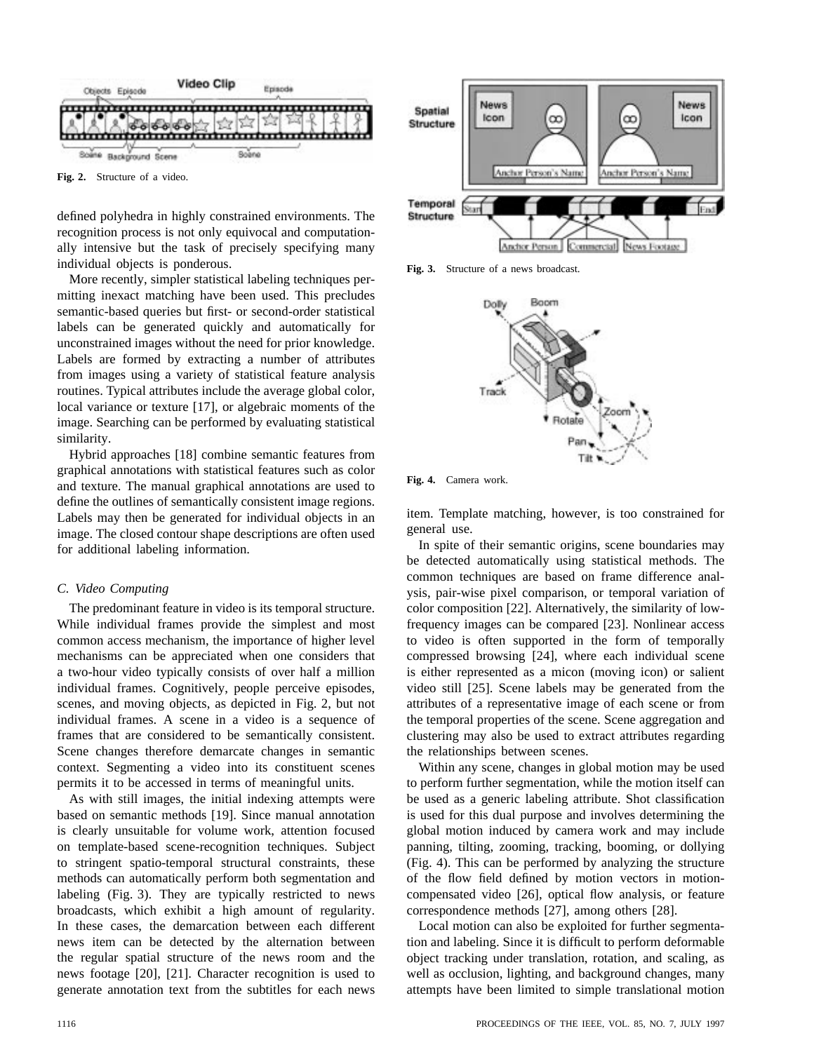Fig. 2. Structure of a video.

defined polyhedra in highly constrained environments. The recognition process is not only equivocal and computationally intensive but the task of precisely specifying many individual objects is ponderous.

More recently, simpler statistical labeling techniques permitting inexact matching have been used. This precludes semantic-based queries but first- or second-order statistical labels can be generated quickly and automatically for unconstrained images without the need for prior knowledge. Labels are formed by extracting a number of attributes from images using a variety of statistical feature analysis routines. Typical attributes include the average global color, local variance or texture [17], or algebraic moments of the image. Searching can be performed by evaluating statistical similarity.

Hybrid approaches [18] combine semantic features from graphical annotations with statistical features such as color and texture. The manual graphical annotations are used to define the outlines of semantically consistent image regions. Labels may then be generated for individual objects in an image. The closed contour shape descriptions are often used for additional labeling information.

### *C. Video Computing*

The predominant feature in video is its temporal structure. While individual frames provide the simplest and most common access mechanism, the importance of higher level mechanisms can be appreciated when one considers that a two-hour video typically consists of over half a million individual frames. Cognitively, people perceive episodes, scenes, and moving objects, as depicted in Fig. 2, but not individual frames. A scene in a video is a sequence of frames that are considered to be semantically consistent. Scene changes therefore demarcate changes in semantic context. Segmenting a video into its constituent scenes permits it to be accessed in terms of meaningful units.

As with still images, the initial indexing attempts were based on semantic methods [19]. Since manual annotation is clearly unsuitable for volume work, attention focused on template-based scene-recognition techniques. Subject to stringent spatio-temporal structural constraints, these methods can automatically perform both segmentation and labeling (Fig. 3). They are typically restricted to news broadcasts, which exhibit a high amount of regularity. In these cases, the demarcation between each different news item can be detected by the alternation between the regular spatial structure of the news room and the news footage [20], [21]. Character recognition is used to generate annotation text from the subtitles for each news item. Template matching, however, is too constrained for general use.

Fig. 3. Structure of a news broadcast.

Fig. 4. Camera work.

In spite of their semantic origins, scene boundaries may be detected automatically using statistical methods. The common techniques are based on frame difference analysis, pair-wise pixel comparison, or temporal variation of color composition [22]. Alternatively, the similarity of low-frequency images can be compared [23]. Nonlinear access to video is often supported in the form of temporally compressed browsing [24], where each individual scene is either represented as a micon (moving icon) or salient video still [25]. Scene labels may be generated from the attributes of a representative image of each scene or from the temporal properties of the scene. Scene aggregation and clustering may also be used to extract attributes regarding the relationships between scenes.

Within any scene, changes in global motion may be used to perform further segmentation, while the motion itself can be used as a generic labeling attribute. Shot classification is used for this dual purpose and involves determining the global motion induced by camera work and may include panning, tilting, zooming, tracking, booming, or dollying (Fig. 4). This can be performed by analyzing the structure of the flow field defined by motion vectors in motion-compensated video [26], optical flow analysis, or feature correspondence methods [27], among others [28].

Local motion can also be exploited for further segmentation and labeling. Since it is difficult to perform deformable object tracking under translation, rotation, and scaling, as well as occlusion, lighting, and background changes, many attempts have been limited to simple translational motion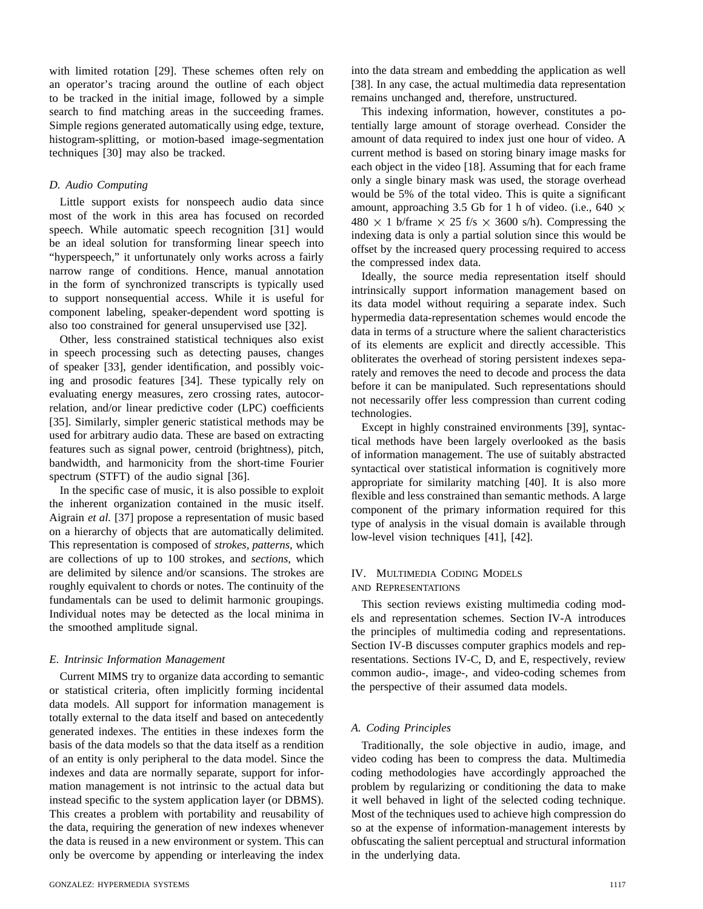with limited rotation [29]. These schemes often rely on an operator's tracing around the outline of each object to be tracked in the initial image, followed by a simple search to find matching areas in the succeeding frames. Simple regions generated automatically using edge, texture, histogram-splitting, or motion-based image-segmentation techniques [30] may also be tracked.

### D. Audio Computing

Little support exists for nonspeech audio data since most of the work in this area has focused on recorded speech. While automatic speech recognition [31] would be an ideal solution for transforming linear speech into "hyperspeech," it unfortunately only works across a fairly narrow range of conditions. Hence, manual annotation in the form of synchronized transcripts is typically used to support nonsequential access. While it is useful for component labeling, speaker-dependent word spotting is also too constrained for general unsupervised use [32].

Other, less constrained statistical techniques also exist in speech processing such as detecting pauses, changes of speaker [33], gender identification, and possibly voicing and prosodic features [34]. These typically rely on evaluating energy measures, zero crossing rates, autocorrelation, and/or linear predictive coder (LPC) coefficients [35]. Similarly, simpler generic statistical methods may be used for arbitrary audio data. These are based on extracting features such as signal power, centroid (brightness), pitch, bandwidth, and harmonicity from the short-time Fourier spectrum (STFT) of the audio signal [36].

In the specific case of music, it is also possible to exploit the inherent organization contained in the music itself. Aigrain *et al.* [37] propose a representation of music based on a hierarchy of objects that are automatically delimited. This representation is composed of *strokes, patterns*, which are collections of up to 100 strokes, and *sections*, which are delimited by silence and/or scansions. The strokes are roughly equivalent to chords or notes. The continuity of the fundamentals can be used to delimit harmonic groupings. Individual notes may be detected as the local minima in the smoothed amplitude signal.

### E. Intrinsic Information Management

Current MIMS try to organize data according to semantic or statistical criteria, often implicitly forming incidental data models. All support for information management is totally external to the data itself and based on antecedently generated indexes. The entities in these indexes form the basis of the data models so that the data itself as a rendition of an entity is only peripheral to the data model. Since the indexes and data are normally separate, support for information management is not intrinsic to the actual data but instead specific to the system application layer (or DBMS). This creates a problem with portability and reusability of the data, requiring the generation of new indexes whenever the data is reused in a new environment or system. This can only be overcome by appending or interleaving the index into the data stream and embedding the application as well [38]. In any case, the actual multimedia data representation remains unchanged and, therefore, unstructured.

This indexing information, however, constitutes a potentially large amount of storage overhead. Consider the amount of data required to index just one hour of video. A current method is based on storing binary image masks for each object in the video [18]. Assuming that for each frame only a single binary mask was used, the storage overhead would be 5% of the total video. This is quite a significant amount, approaching 3.5 Gb for 1 h of video. (i.e., $640 \times 480 \times 1$ b/frame $\times$ 25 f/s $\times$ 3600 s/h). Compressing the indexing data is only a partial solution since this would be offset by the increased query processing required to access the compressed index data.

Ideally, the source media representation itself should intrinsically support information management based on its data model without requiring a separate index. Such hypermedia data-representation schemes would encode the data in terms of a structure where the salient characteristics of its elements are explicit and directly accessible. This obliterates the overhead of storing persistent indexes separately and removes the need to decode and process the data before it can be manipulated. Such representations should not necessarily offer less compression than current coding technologies.

Except in highly constrained environments [39], syntactical methods have been largely overlooked as the basis of information management. The use of suitably abstracted syntactical over statistical information is cognitively more appropriate for similarity matching [40]. It is also more flexible and less constrained than semantic methods. A large component of the primary information required for this type of analysis in the visual domain is available through low-level vision techniques [41], [42].

## IV. Multimedia Coding Models and Representations

This section reviews existing multimedia coding models and representation schemes. Section IV-A introduces the principles of multimedia coding and representations. Section IV-B discusses computer graphics models and representations. Sections IV-C, D, and E, respectively, review common audio-, image-, and video-coding schemes from the perspective of their assumed data models.

### A. Coding Principles

Traditionally, the sole objective in audio, image, and video coding has been to compress the data. Multimedia coding methodologies have accordingly approached the problem by regularizing or conditioning the data to make it well behaved in light of the selected coding technique. Most of the techniques used to achieve high compression do so at the expense of information-management interests by obfuscating the salient perceptual and structural information in the underlying data.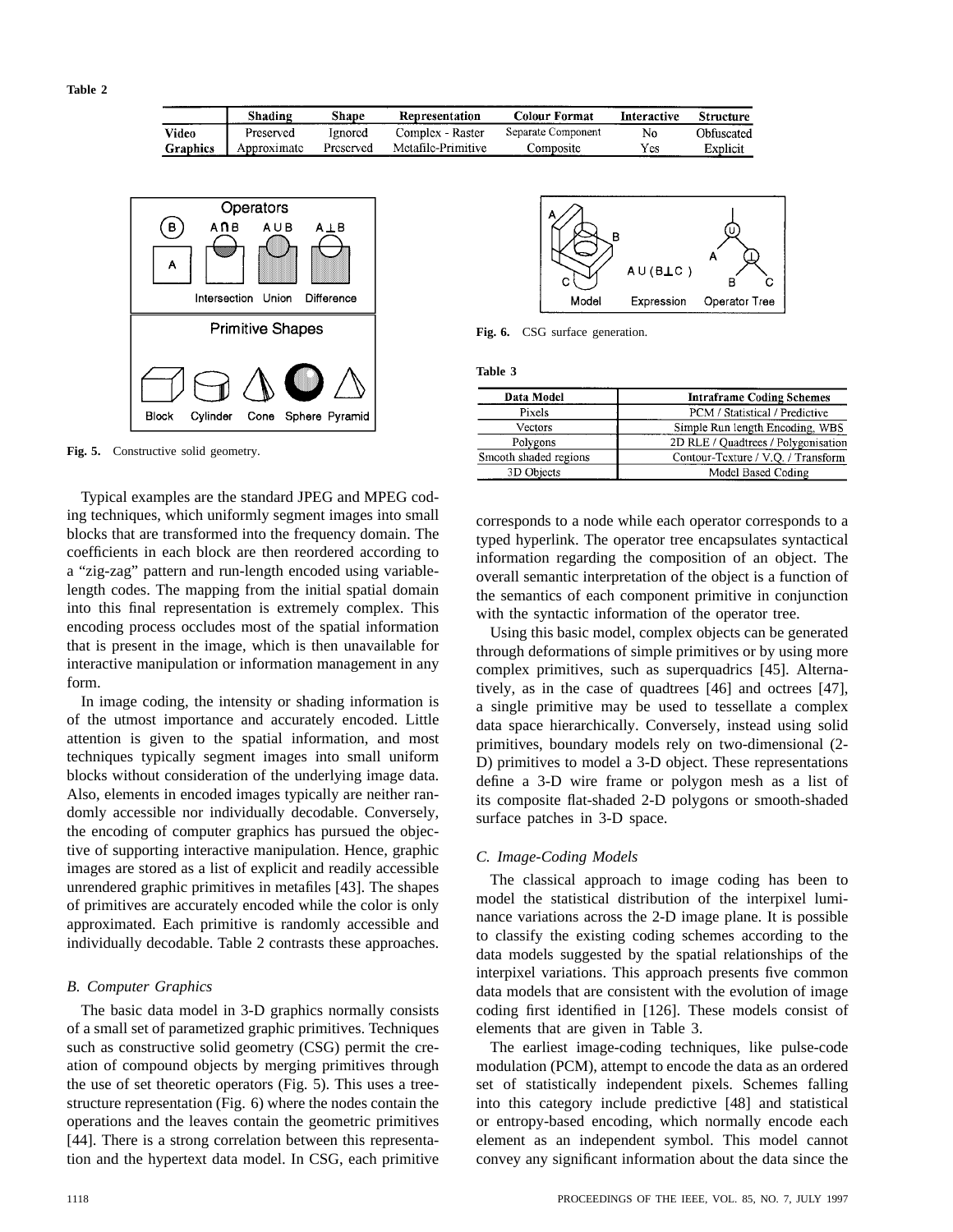**Table 2**

| | Shading | Shape | Representation | Colour Format | Interactive | Structure |
|---|---|---|---|---|---|---|
| **Video** | Preserved | Ignored | Complex - Raster | Separate Component | No | Obfuscated |
| **Graphics** | Approximate | Preserved | Metafile-Primitive | Composite | Yes | Explicit |

**Fig. 5.** Constructive solid geometry.

**Fig. 6.** CSG surface generation.

**Table 3**

| Data Model | Intraframe Coding Schemes |
|---|---|
| Pixels | PCM / Statistical / Predictive |
| Vectors | Simple Run length Encoding, WBS |
| Polygons | 2D RLE / Quadtrees / Polygonisation |
| Smooth shaded regions | Contour-Texture / V.Q. / Transform |
| 3D Objects | Model Based Coding |

Typical examples are the standard JPEG and MPEG coding techniques, which uniformly segment images into small blocks that are transformed into the frequency domain. The coefficients in each block are then reordered according to a "zig-zag" pattern and run-length encoded using variable-length codes. The mapping from the initial spatial domain into this final representation is extremely complex. This encoding process occludes most of the spatial information that is present in the image, which is then unavailable for interactive manipulation or information management in any form.

In image coding, the intensity or shading information is of the utmost importance and accurately encoded. Little attention is given to the spatial information, and most techniques typically segment images into small uniform blocks without consideration of the underlying image data. Also, elements in encoded images typically are neither randomly accessible nor individually decodable. Conversely, the encoding of computer graphics has pursued the objective of supporting interactive manipulation. Hence, graphic images are stored as a list of explicit and readily accessible unrendered graphic primitives in metafiles [43]. The shapes of primitives are accurately encoded while the color is only approximated. Each primitive is randomly accessible and individually decodable. Table 2 contrasts these approaches.

### *B. Computer Graphics*

The basic data model in 3-D graphics normally consists of a small set of parametized graphic primitives. Techniques such as constructive solid geometry (CSG) permit the creation of compound objects by merging primitives through the use of set theoretic operators (Fig. 5). This uses a tree-structure representation (Fig. 6) where the nodes contain the operations and the leaves contain the geometric primitives [44]. There is a strong correlation between this representation and the hypertext data model. In CSG, each primitive corresponds to a node while each operator corresponds to a typed hyperlink. The operator tree encapsulates syntactical information regarding the composition of an object. The overall semantic interpretation of the object is a function of the semantics of each component primitive in conjunction with the syntactic information of the operator tree.

Using this basic model, complex objects can be generated through deformations of simple primitives or by using more complex primitives, such as superquadrics [45]. Alternatively, as in the case of quadtrees [46] and octrees [47], a single primitive may be used to tessellate a complex data space hierarchically. Conversely, instead using solid primitives, boundary models rely on two-dimensional (2-D) primitives to model a 3-D object. These representations define a 3-D wire frame or polygon mesh as a list of its composite flat-shaded 2-D polygons or smooth-shaded surface patches in 3-D space.

### *C. Image-Coding Models*

The classical approach to image coding has been to model the statistical distribution of the interpixel luminance variations across the 2-D image plane. It is possible to classify the existing coding schemes according to the data models suggested by the spatial relationships of the interpixel variations. This approach presents five common data models that are consistent with the evolution of image coding first identified in [126]. These models consist of elements that are given in Table 3.

The earliest image-coding techniques, like pulse-code modulation (PCM), attempt to encode the data as an ordered set of statistically independent pixels. Schemes falling into this category include predictive [48] and statistical or entropy-based encoding, which normally encode each element as an independent symbol. This model cannot convey any significant information about the data since the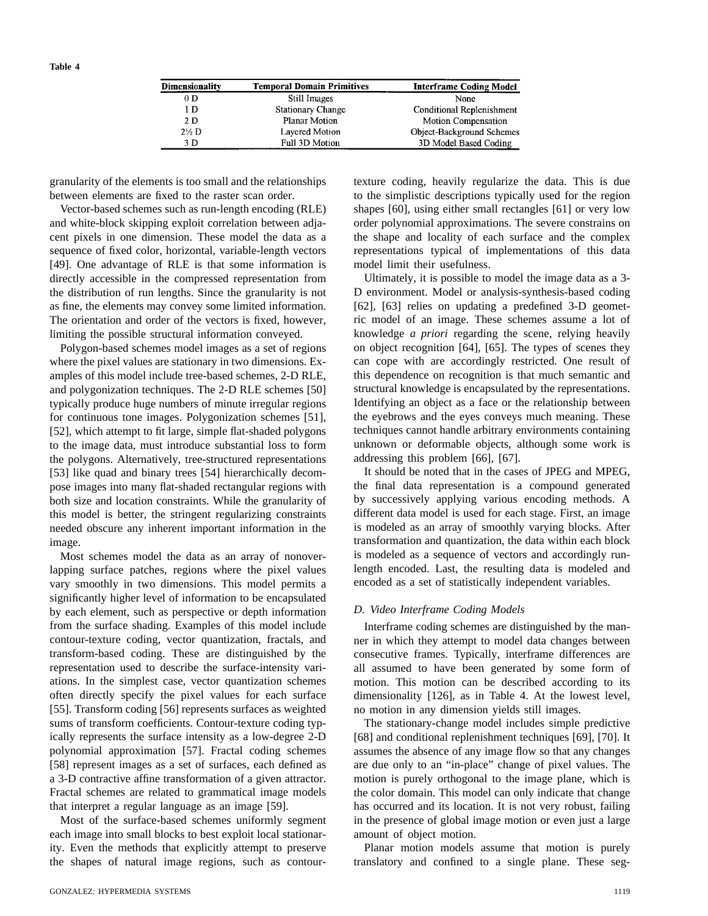Table 4

| Dimensionality | Temporal Domain Primitives | Interframe Coding Model |
|---|---|---|
| 0 D | Still Images | None |
| 1 D | Stationary Change | Conditional Replenishment |
| 2 D | Planar Motion | Motion Compensation |
| 2½ D | Layered Motion | Object-Background Schemes |
| 3 D | Full 3D Motion | 3D Model Based Coding |

granularity of the elements is too small and the relationships between elements are fixed to the raster scan order.

Vector-based schemes such as run-length encoding (RLE) and white-block skipping exploit correlation between adjacent pixels in one dimension. These model the data as a sequence of fixed color, horizontal, variable-length vectors [49]. One advantage of RLE is that some information is directly accessible in the compressed representation from the distribution of run lengths. Since the granularity is not as fine, the elements may convey some limited information. The orientation and order of the vectors is fixed, however, limiting the possible structural information conveyed.

Polygon-based schemes model images as a set of regions where the pixel values are stationary in two dimensions. Examples of this model include tree-based schemes, 2-D RLE, and polygonization techniques. The 2-D RLE schemes [50] typically produce huge numbers of minute irregular regions for continuous tone images. Polygonization schemes [51], [52], which attempt to fit large, simple flat-shaded polygons to the image data, must introduce substantial loss to form the polygons. Alternatively, tree-structured representations [53] like quad and binary trees [54] hierarchically decompose images into many flat-shaded rectangular regions with both size and location constraints. While the granularity of this model is better, the stringent regularizing constraints needed obscure any inherent important information in the image.

Most schemes model the data as an array of nonoverlapping surface patches, regions where the pixel values vary smoothly in two dimensions. This model permits a significantly higher level of information to be encapsulated by each element, such as perspective or depth information from the surface shading. Examples of this model include contour-texture coding, vector quantization, fractals, and transform-based coding. These are distinguished by the representation used to describe the surface-intensity variations. In the simplest case, vector quantization schemes often directly specify the pixel values for each surface [55]. Transform coding [56] represents surfaces as weighted sums of transform coefficients. Contour-texture coding typically represents the surface intensity as a low-degree 2-D polynomial approximation [57]. Fractal coding schemes [58] represent images as a set of surfaces, each defined as a 3-D contractive affine transformation of a given attractor. Fractal schemes are related to grammatical image models that interpret a regular language as an image [59].

Most of the surface-based schemes uniformly segment each image into small blocks to best exploit local stationarity. Even the methods that explicitly attempt to preserve the shapes of natural image regions, such as contour-texture coding, heavily regularize the data. This is due to the simplistic descriptions typically used for the region shapes [60], using either small rectangles [61] or very low order polynomial approximations. The severe constrains on the shape and locality of each surface and the complex representations typical of implementations of this data model limit their usefulness.

Ultimately, it is possible to model the image data as a 3-D environment. Model or analysis-synthesis-based coding [62], [63] relies on updating a predefined 3-D geometric model of an image. These schemes assume a lot of knowledge *a priori* regarding the scene, relying heavily on object recognition [64], [65]. The types of scenes they can cope with are accordingly restricted. One result of this dependence on recognition is that much semantic and structural knowledge is encapsulated by the representations. Identifying an object as a face or the relationship between the eyebrows and the eyes conveys much meaning. These techniques cannot handle arbitrary environments containing unknown or deformable objects, although some work is addressing this problem [66], [67].

It should be noted that in the cases of JPEG and MPEG, the final data representation is a compound generated by successively applying various encoding methods. A different data model is used for each stage. First, an image is modeled as an array of smoothly varying blocks. After transformation and quantization, the data within each block is modeled as a sequence of vectors and accordingly run-length encoded. Last, the resulting data is modeled and encoded as a set of statistically independent variables.

### *D. Video Interframe Coding Models*

Interframe coding schemes are distinguished by the manner in which they attempt to model data changes between consecutive frames. Typically, interframe differences are all assumed to have been generated by some form of motion. This motion can be described according to its dimensionality [126], as in Table 4. At the lowest level, no motion in any dimension yields still images.

The stationary-change model includes simple predictive [68] and conditional replenishment techniques [69], [70]. It assumes the absence of any image flow so that any changes are due only to an "in-place" change of pixel values. The motion is purely orthogonal to the image plane, which is the color domain. This model can only indicate that change has occurred and its location. It is not very robust, failing in the presence of global image motion or even just a large amount of object motion.

Planar motion models assume that motion is purely translatory and confined to a single plane. These seg-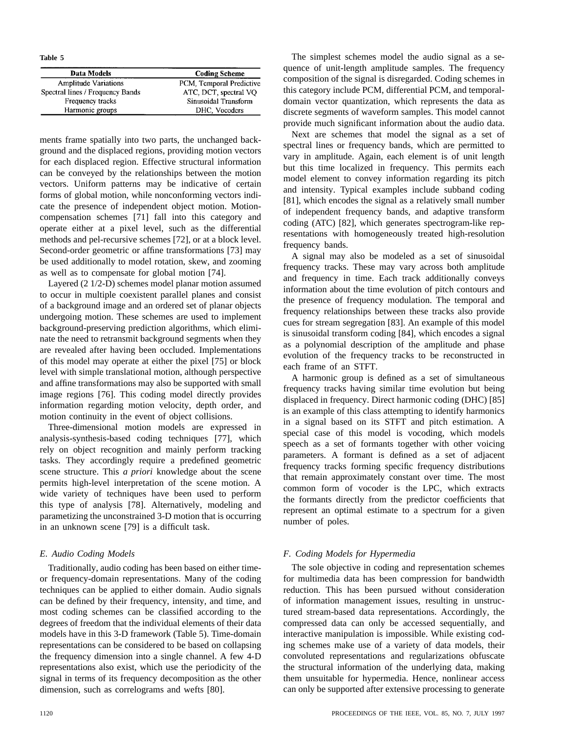Table 5

| Data Models | Coding Scheme |
|---|---|
| Amplitude Variations | PCM, Temporal Predictive |
| Spectral lines / Frequency Bands | ATC, DCT, spectral VQ |
| Frequency tracks | Sinusoidal Transform |
| Harmonic groups | DHC, Vocoders |

ments frame spatially into two parts, the unchanged background and the displaced regions, providing motion vectors for each displaced region. Effective structural information can be conveyed by the relationships between the motion vectors. Uniform patterns may be indicative of certain forms of global motion, while nonconforming vectors indicate the presence of independent object motion. Motion-compensation schemes [71] fall into this category and operate either at a pixel level, such as the differential methods and pel-recursive schemes [72], or at a block level. Second-order geometric or affine transformations [73] may be used additionally to model rotation, skew, and zooming as well as to compensate for global motion [74].

Layered (2 1/2-D) schemes model planar motion assumed to occur in multiple coexistent parallel planes and consist of a background image and an ordered set of planar objects undergoing motion. These schemes are used to implement background-preserving prediction algorithms, which eliminate the need to retransmit background segments when they are revealed after having been occluded. Implementations of this model may operate at either the pixel [75] or block level with simple translational motion, although perspective and affine transformations may also be supported with small image regions [76]. This coding model directly provides information regarding motion velocity, depth order, and motion continuity in the event of object collisions.

Three-dimensional motion models are expressed in analysis-synthesis-based coding techniques [77], which rely on object recognition and mainly perform tracking tasks. They accordingly require a predefined geometric scene structure. This *a priori* knowledge about the scene permits high-level interpretation of the scene motion. A wide variety of techniques have been used to perform this type of analysis [78]. Alternatively, modeling and parametizing the unconstrained 3-D motion that is occurring in an unknown scene [79] is a difficult task.

### E. Audio Coding Models

Traditionally, audio coding has been based on either time- or frequency-domain representations. Many of the coding techniques can be applied to either domain. Audio signals can be defined by their frequency, intensity, and time, and most coding schemes can be classified according to the degrees of freedom that the individual elements of their data models have in this 3-D framework (Table 5). Time-domain representations can be considered to be based on collapsing the frequency dimension into a single channel. A few 4-D representations also exist, which use the periodicity of the signal in terms of its frequency decomposition as the other dimension, such as correlograms and wefts [80].

The simplest schemes model the audio signal as a sequence of unit-length amplitude samples. The frequency composition of the signal is disregarded. Coding schemes in this category include PCM, differential PCM, and temporal-domain vector quantization, which represents the data as discrete segments of waveform samples. This model cannot provide much significant information about the audio data.

Next are schemes that model the signal as a set of spectral lines or frequency bands, which are permitted to vary in amplitude. Again, each element is of unit length but this time localized in frequency. This permits each model element to convey information regarding its pitch and intensity. Typical examples include subband coding [81], which encodes the signal as a relatively small number of independent frequency bands, and adaptive transform coding (ATC) [82], which generates spectrogram-like representations with homogeneously treated high-resolution frequency bands.

A signal may also be modeled as a set of sinusoidal frequency tracks. These may vary across both amplitude and frequency in time. Each track additionally conveys information about the time evolution of pitch contours and the presence of frequency modulation. The temporal and frequency relationships between these tracks also provide cues for stream segregation [83]. An example of this model is sinusoidal transform coding [84], which encodes a signal as a polynomial description of the amplitude and phase evolution of the frequency tracks to be reconstructed in each frame of an STFT.

A harmonic group is defined as a set of simultaneous frequency tracks having similar time evolution but being displaced in frequency. Direct harmonic coding (DHC) [85] is an example of this class attempting to identify harmonics in a signal based on its STFT and pitch estimation. A special case of this model is vocoding, which models speech as a set of formants together with other voicing parameters. A formant is defined as a set of adjacent frequency tracks forming specific frequency distributions that remain approximately constant over time. The most common form of vocoder is the LPC, which extracts the formants directly from the predictor coefficients that represent an optimal estimate to a spectrum for a given number of poles.

### F. Coding Models for Hypermedia

The sole objective in coding and representation schemes for multimedia data has been compression for bandwidth reduction. This has been pursued without consideration of information management issues, resulting in unstructured stream-based data representations. Accordingly, the compressed data can only be accessed sequentially, and interactive manipulation is impossible. While existing coding schemes make use of a variety of data models, their convoluted representations and regularizations obfuscate the structural information of the underlying data, making them unsuitable for hypermedia. Hence, nonlinear access can only be supported after extensive processing to generate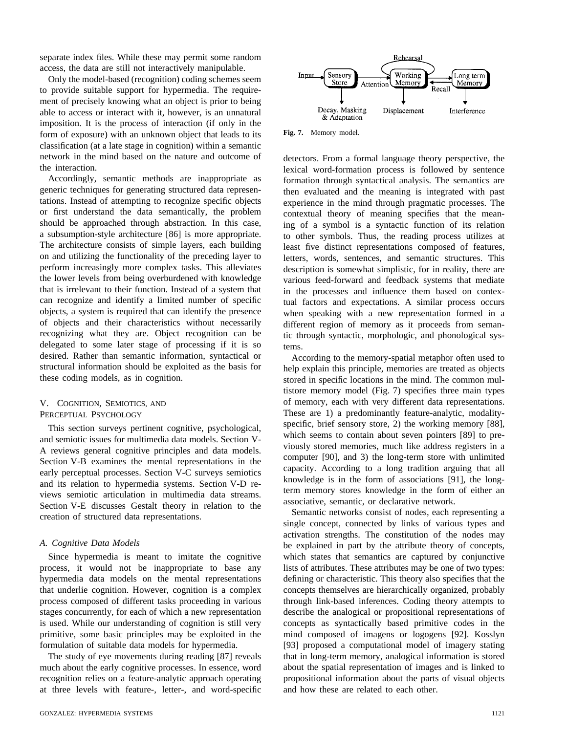separate index files. While these may permit some random access, the data are still not interactively manipulable.

Only the model-based (recognition) coding schemes seem to provide suitable support for hypermedia. The requirement of precisely knowing what an object is prior to being able to access or interact with it, however, is an unnatural imposition. It is the process of interaction (if only in the form of exposure) with an unknown object that leads to its classification (at a late stage in cognition) within a semantic network in the mind based on the nature and outcome of the interaction.

Accordingly, semantic methods are inappropriate as generic techniques for generating structured data representations. Instead of attempting to recognize specific objects or first understand the data semantically, the problem should be approached through abstraction. In this case, a subsumption-style architecture [86] is more appropriate. The architecture consists of simple layers, each building on and utilizing the functionality of the preceding layer to perform increasingly more complex tasks. This alleviates the lower levels from being overburdened with knowledge that is irrelevant to their function. Instead of a system that can recognize and identify a limited number of specific objects, a system is required that can identify the presence of objects and their characteristics without necessarily recognizing what they are. Object recognition can be delegated to some later stage of processing if it is so desired. Rather than semantic information, syntactical or structural information should be exploited as the basis for these coding models, as in cognition.

## V. Cognition, Semiotics, and Perceptual Psychology

This section surveys pertinent cognitive, psychological, and semiotic issues for multimedia data models. Section V-A reviews general cognitive principles and data models. Section V-B examines the mental representations in the early perceptual processes. Section V-C surveys semiotics and its relation to hypermedia systems. Section V-D reviews semiotic articulation in multimedia data streams. Section V-E discusses Gestalt theory in relation to the creation of structured data representations.

### *A. Cognitive Data Models*

Since hypermedia is meant to imitate the cognitive process, it would not be inappropriate to base any hypermedia data models on the mental representations that underlie cognition. However, cognition is a complex process composed of different tasks proceeding in various stages concurrently, for each of which a new representation is used. While our understanding of cognition is still very primitive, some basic principles may be exploited in the formulation of suitable data models for hypermedia.

The study of eye movements during reading [87] reveals much about the early cognitive processes. In essence, word recognition relies on a feature-analytic approach operating at three levels with feature-, letter-, and word-specific detectors. From a formal language theory perspective, the lexical word-formation process is followed by sentence formation through syntactical analysis. The semantics are then evaluated and the meaning is integrated with past experience in the mind through pragmatic processes. The contextual theory of meaning specifies that the meaning of a symbol is a syntactic function of its relation to other symbols. Thus, the reading process utilizes at least five distinct representations composed of features, letters, words, sentences, and semantic structures. This description is somewhat simplistic, for in reality, there are various feed-forward and feedback systems that mediate in the processes and influence them based on contextual factors and expectations. A similar process occurs when speaking with a new representation formed in a different region of memory as it proceeds from semantic through syntactic, morphologic, and phonological systems.

**Fig. 7.** Memory model.

According to the memory-spatial metaphor often used to help explain this principle, memories are treated as objects stored in specific locations in the mind. The common multistore memory model (Fig. 7) specifies three main types of memory, each with very different data representations. These are 1) a predominantly feature-analytic, modality-specific, brief sensory store, 2) the working memory [88], which seems to contain about seven pointers [89] to previously stored memories, much like address registers in a computer [90], and 3) the long-term store with unlimited capacity. According to a long tradition arguing that all knowledge is in the form of associations [91], the long-term memory stores knowledge in the form of either an associative, semantic, or declarative network.

Semantic networks consist of nodes, each representing a single concept, connected by links of various types and activation strengths. The constitution of the nodes may be explained in part by the attribute theory of concepts, which states that semantics are captured by conjunctive lists of attributes. These attributes may be one of two types: defining or characteristic. This theory also specifies that the concepts themselves are hierarchically organized, probably through link-based inferences. Coding theory attempts to describe the analogical or propositional representations of concepts as syntactically based primitive codes in the mind composed of imagens or logogens [92]. Kosslyn [93] proposed a computational model of imagery stating that in long-term memory, analogical information is stored about the spatial representation of images and is linked to propositional information about the parts of visual objects and how these are related to each other.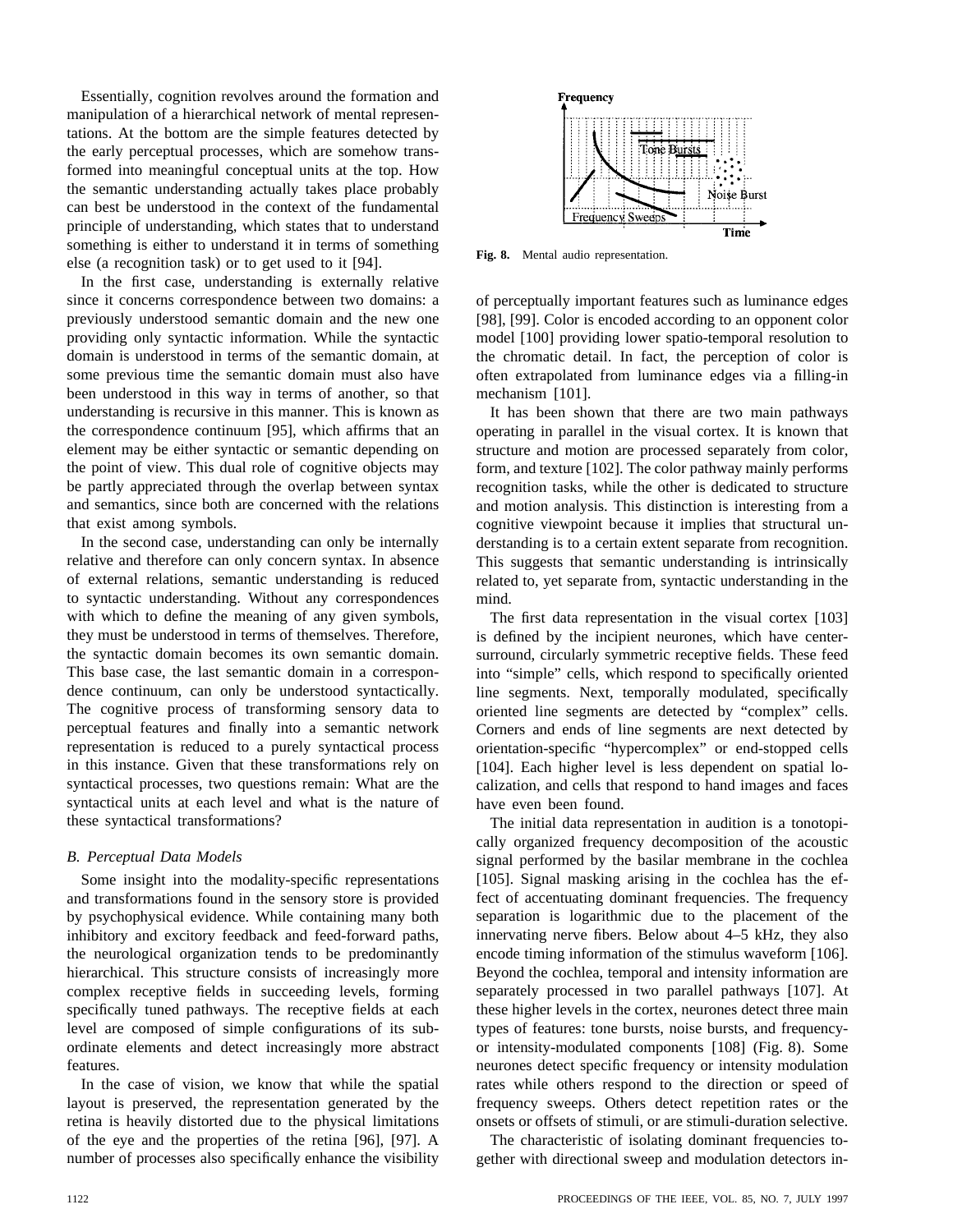Essentially, cognition revolves around the formation and manipulation of a hierarchical network of mental representations. At the bottom are the simple features detected by the early perceptual processes, which are somehow transformed into meaningful conceptual units at the top. How the semantic understanding actually takes place probably can best be understood in the context of the fundamental principle of understanding, which states that to understand something is either to understand it in terms of something else (a recognition task) or to get used to it [94].

In the first case, understanding is externally relative since it concerns correspondence between two domains: a previously understood semantic domain and the new one providing only syntactic information. While the syntactic domain is understood in terms of the semantic domain, at some previous time the semantic domain must also have been understood in this way in terms of another, so that understanding is recursive in this manner. This is known as the correspondence continuum [95], which affirms that an element may be either syntactic or semantic depending on the point of view. This dual role of cognitive objects may be partly appreciated through the overlap between syntax and semantics, since both are concerned with the relations that exist among symbols.

In the second case, understanding can only be internally relative and therefore can only concern syntax. In absence of external relations, semantic understanding is reduced to syntactic understanding. Without any correspondences with which to define the meaning of any given symbols, they must be understood in terms of themselves. Therefore, the syntactic domain becomes its own semantic domain. This base case, the last semantic domain in a correspondence continuum, can only be understood syntactically. The cognitive process of transforming sensory data to perceptual features and finally into a semantic network representation is reduced to a purely syntactical process in this instance. Given that these transformations rely on syntactical processes, two questions remain: What are the syntactical units at each level and what is the nature of these syntactical transformations?

### *B. Perceptual Data Models*

Some insight into the modality-specific representations and transformations found in the sensory store is provided by psychophysical evidence. While containing many both inhibitory and excitory feedback and feed-forward paths, the neurological organization tends to be predominantly hierarchical. This structure consists of increasingly more complex receptive fields in succeeding levels, forming specifically tuned pathways. The receptive fields at each level are composed of simple configurations of its subordinate elements and detect increasingly more abstract features.

In the case of vision, we know that while the spatial layout is preserved, the representation generated by the retina is heavily distorted due to the physical limitations of the eye and the properties of the retina [96], [97]. A number of processes also specifically enhance the visibility of perceptually important features such as luminance edges [98], [99]. Color is encoded according to an opponent color model [100] providing lower spatio-temporal resolution to the chromatic detail. In fact, the perception of color is often extrapolated from luminance edges via a filling-in mechanism [101].

It has been shown that there are two main pathways operating in parallel in the visual cortex. It is known that structure and motion are processed separately from color, form, and texture [102]. The color pathway mainly performs recognition tasks, while the other is dedicated to structure and motion analysis. This distinction is interesting from a cognitive viewpoint because it implies that structural understanding is to a certain extent separate from recognition. This suggests that semantic understanding is intrinsically related to, yet separate from, syntactic understanding in the mind.

The first data representation in the visual cortex [103] is defined by the incipient neurones, which have center-surround, circularly symmetric receptive fields. These feed into "simple" cells, which respond to specifically oriented line segments. Next, temporally modulated, specifically oriented line segments are detected by "complex" cells. Corners and ends of line segments are next detected by orientation-specific "hypercomplex" or end-stopped cells [104]. Each higher level is less dependent on spatial localization, and cells that respond to hand images and faces have even been found.

The initial data representation in audition is a tonotopically organized frequency decomposition of the acoustic signal performed by the basilar membrane in the cochlea [105]. Signal masking arising in the cochlea has the effect of accentuating dominant frequencies. The frequency separation is logarithmic due to the placement of the innervating nerve fibers. Below about 4–5 kHz, they also encode timing information of the stimulus waveform [106]. Beyond the cochlea, temporal and intensity information are separately processed in two parallel pathways [107]. At these higher levels in the cortex, neurones detect three main types of features: tone bursts, noise bursts, and frequency- or intensity-modulated components [108] (Fig. 8). Some neurones detect specific frequency or intensity modulation rates while others respond to the direction or speed of frequency sweeps. Others detect repetition rates or the onsets or offsets of stimuli, or are stimuli-duration selective.

**Fig. 8.** Mental audio representation.

The characteristic of isolating dominant frequencies together with directional sweep and modulation detectors in-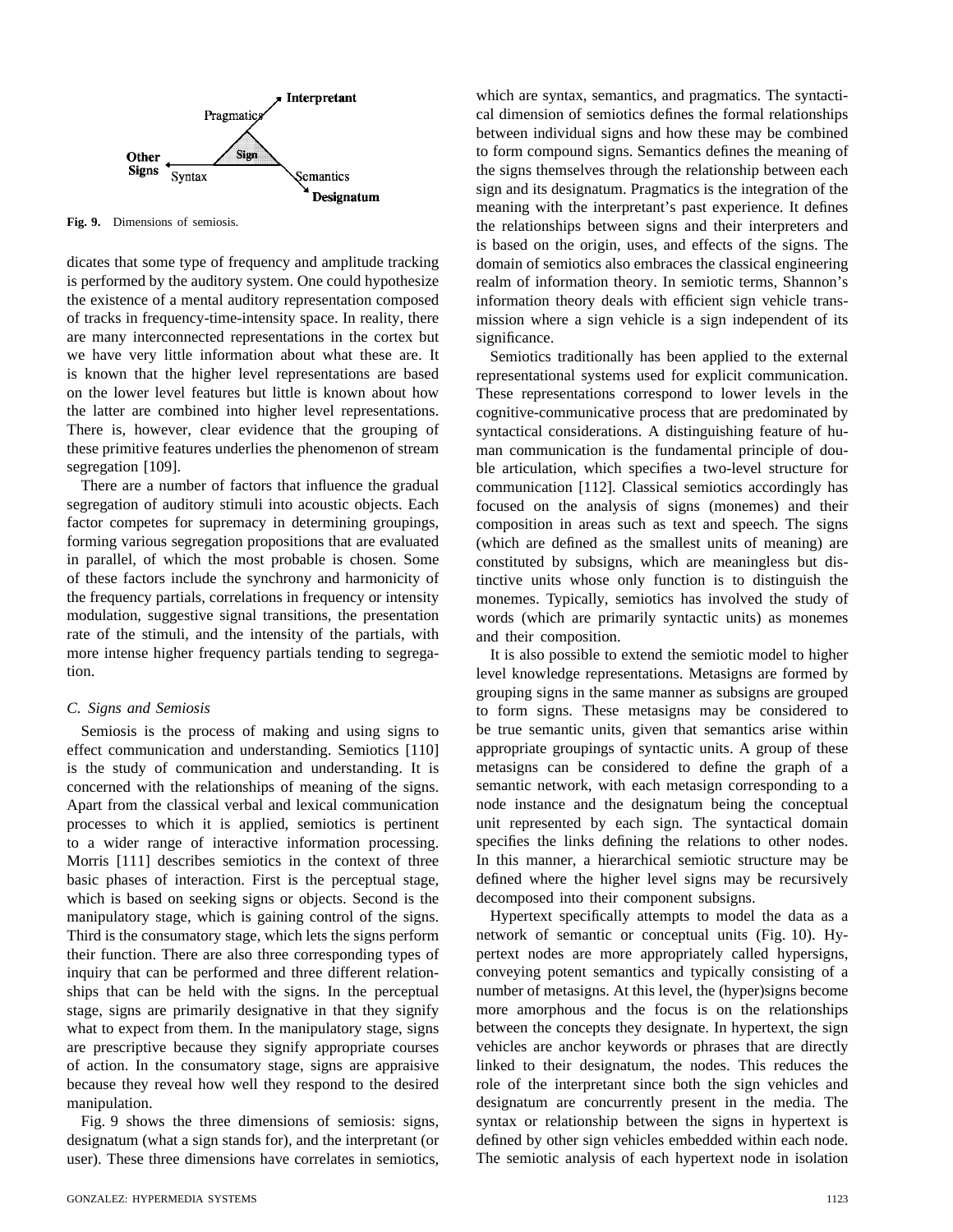Fig. 9. Dimensions of semiosis.

dicates that some type of frequency and amplitude tracking is performed by the auditory system. One could hypothesize the existence of a mental auditory representation composed of tracks in frequency-time-intensity space. In reality, there are many interconnected representations in the cortex but we have very little information about what these are. It is known that the higher level representations are based on the lower level features but little is known about how the latter are combined into higher level representations. There is, however, clear evidence that the grouping of these primitive features underlies the phenomenon of stream segregation [109].

There are a number of factors that influence the gradual segregation of auditory stimuli into acoustic objects. Each factor competes for supremacy in determining groupings, forming various segregation propositions that are evaluated in parallel, of which the most probable is chosen. Some of these factors include the synchrony and harmonicity of the frequency partials, correlations in frequency or intensity modulation, suggestive signal transitions, the presentation rate of the stimuli, and the intensity of the partials, with more intense higher frequency partials tending to segregation.

### *C. Signs and Semiosis*

Semiosis is the process of making and using signs to effect communication and understanding. Semiotics [110] is the study of communication and understanding. It is concerned with the relationships of meaning of the signs. Apart from the classical verbal and lexical communication processes to which it is applied, semiotics is pertinent to a wider range of interactive information processing. Morris [111] describes semiotics in the context of three basic phases of interaction. First is the perceptual stage, which is based on seeking signs or objects. Second is the manipulatory stage, which is gaining control of the signs. Third is the consumatory stage, which lets the signs perform their function. There are also three corresponding types of inquiry that can be performed and three different relationships that can be held with the signs. In the perceptual stage, signs are primarily designative in that they signify what to expect from them. In the manipulatory stage, signs are prescriptive because they signify appropriate courses of action. In the consumatory stage, signs are appraisive because they reveal how well they respond to the desired manipulation.

Fig. 9 shows the three dimensions of semiosis: signs, designatum (what a sign stands for), and the interpretant (or user). These three dimensions have correlates in semiotics, which are syntax, semantics, and pragmatics. The syntactical dimension of semiotics defines the formal relationships between individual signs and how these may be combined to form compound signs. Semantics defines the meaning of the signs themselves through the relationship between each sign and its designatum. Pragmatics is the integration of the meaning with the interpretant's past experience. It defines the relationships between signs and their interpreters and is based on the origin, uses, and effects of the signs. The domain of semiotics also embraces the classical engineering realm of information theory. In semiotic terms, Shannon's information theory deals with efficient sign vehicle transmission where a sign vehicle is a sign independent of its significance.

Semiotics traditionally has been applied to the external representational systems used for explicit communication. These representations correspond to lower levels in the cognitive-communicative process that are predominated by syntactical considerations. A distinguishing feature of human communication is the fundamental principle of double articulation, which specifies a two-level structure for communication [112]. Classical semiotics accordingly has focused on the analysis of signs (monemes) and their composition in areas such as text and speech. The signs (which are defined as the smallest units of meaning) are constituted by subsigns, which are meaningless but distinctive units whose only function is to distinguish the monemes. Typically, semiotics has involved the study of words (which are primarily syntactic units) as monemes and their composition.

It is also possible to extend the semiotic model to higher level knowledge representations. Metasigns are formed by grouping signs in the same manner as subsigns are grouped to form signs. These metasigns may be considered to be true semantic units, given that semantics arise within appropriate groupings of syntactic units. A group of these metasigns can be considered to define the graph of a semantic network, with each metasign corresponding to a node instance and the designatum being the conceptual unit represented by each sign. The syntactical domain specifies the links defining the relations to other nodes. In this manner, a hierarchical semiotic structure may be defined where the higher level signs may be recursively decomposed into their component subsigns.

Hypertext specifically attempts to model the data as a network of semantic or conceptual units (Fig. 10). Hypertext nodes are more appropriately called hypersigns, conveying potent semantics and typically consisting of a number of metasigns. At this level, the (hyper)signs become more amorphous and the focus is on the relationships between the concepts they designate. In hypertext, the sign vehicles are anchor keywords or phrases that are directly linked to their designatum, the nodes. This reduces the role of the interpretant since both the sign vehicles and designatum are concurrently present in the media. The syntax or relationship between the signs in hypertext is defined by other sign vehicles embedded within each node. The semiotic analysis of each hypertext node in isolation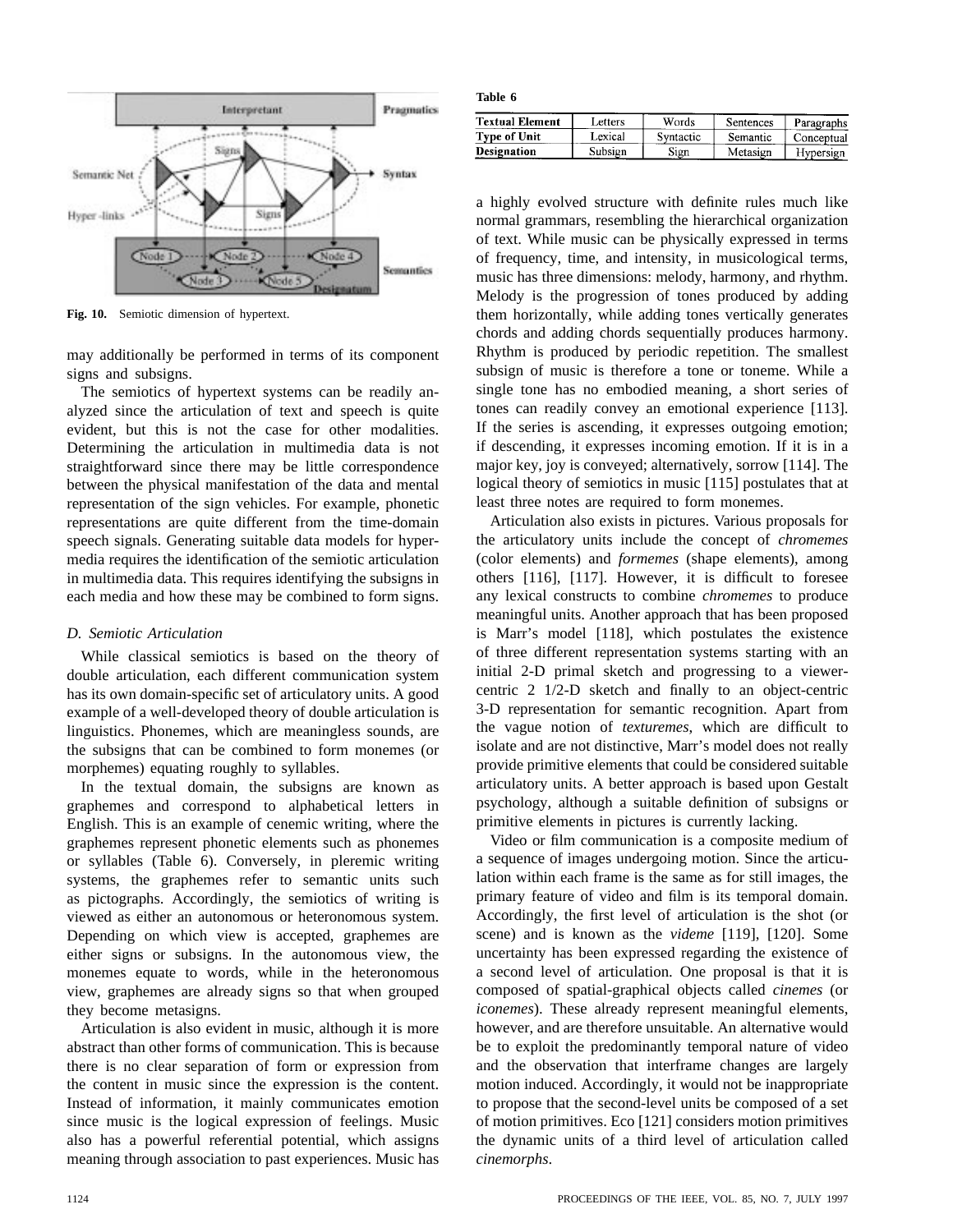Fig. 10. Semiotic dimension of hypertext.

may additionally be performed in terms of its component signs and subsigns.

The semiotics of hypertext systems can be readily analyzed since the articulation of text and speech is quite evident, but this is not the case for other modalities. Determining the articulation in multimedia data is not straightforward since there may be little correspondence between the physical manifestation of the data and mental representation of the sign vehicles. For example, phonetic representations are quite different from the time-domain speech signals. Generating suitable data models for hypermedia requires the identification of the semiotic articulation in multimedia data. This requires identifying the subsigns in each media and how these may be combined to form signs.

### D. Semiotic Articulation

While classical semiotics is based on the theory of double articulation, each different communication system has its own domain-specific set of articulatory units. A good example of a well-developed theory of double articulation is linguistics. Phonemes, which are meaningless sounds, are the subsigns that can be combined to form monemes (or morphemes) equating roughly to syllables.

In the textual domain, the subsigns are known as graphemes and correspond to alphabetical letters in English. This is an example of cenemic writing, where the graphemes represent phonetic elements such as phonemes or syllables (Table 6). Conversely, in pleremic writing systems, the graphemes refer to semantic units such as pictographs. Accordingly, the semiotics of writing is viewed as either an autonomous or heteronomous system. Depending on which view is accepted, graphemes are either signs or subsigns. In the autonomous view, the monemes equate to words, while in the heteronomous view, graphemes are already signs so that when grouped they become metasigns.

Articulation is also evident in music, although it is more abstract than other forms of communication. This is because there is no clear separation of form or expression from the content in music since the expression is the content. Instead of information, it mainly communicates emotion since music is the logical expression of feelings. Music also has a powerful referential potential, which assigns meaning through association to past experiences. Music has

**Table 6**

| Textual Element | Letters | Words | Sentences | Paragraphs |
|---|---|---|---|---|
| Type of Unit | Lexical | Syntactic | Semantic | Conceptual |
| Designation | Subsign | Sign | Metasign | Hypersign |

a highly evolved structure with definite rules much like normal grammars, resembling the hierarchical organization of text. While music can be physically expressed in terms of frequency, time, and intensity, in musicological terms, music has three dimensions: melody, harmony, and rhythm. Melody is the progression of tones produced by adding them horizontally, while adding tones vertically generates chords and adding chords sequentially produces harmony. Rhythm is produced by periodic repetition. The smallest subsign of music is therefore a tone or toneme. While a single tone has no embodied meaning, a short series of tones can readily convey an emotional experience [113]. If the series is ascending, it expresses outgoing emotion; if descending, it expresses incoming emotion. If it is in a major key, joy is conveyed; alternatively, sorrow [114]. The logical theory of semiotics in music [115] postulates that at least three notes are required to form monemes.

Articulation also exists in pictures. Various proposals for the articulatory units include the concept of *chromemes* (color elements) and *formemes* (shape elements), among others [116], [117]. However, it is difficult to foresee any lexical constructs to combine *chromemes* to produce meaningful units. Another approach that has been proposed is Marr's model [118], which postulates the existence of three different representation systems starting with an initial 2-D primal sketch and progressing to a viewer-centric 2 1/2-D sketch and finally to an object-centric 3-D representation for semantic recognition. Apart from the vague notion of *texturemes*, which are difficult to isolate and are not distinctive, Marr's model does not really provide primitive elements that could be considered suitable articulatory units. A better approach is based upon Gestalt psychology, although a suitable definition of subsigns or primitive elements in pictures is currently lacking.

Video or film communication is a composite medium of a sequence of images undergoing motion. Since the articulation within each frame is the same as for still images, the primary feature of video and film is its temporal domain. Accordingly, the first level of articulation is the shot (or scene) and is known as the *videme* [119], [120]. Some uncertainty has been expressed regarding the existence of a second level of articulation. One proposal is that it is composed of spatial-graphical objects called *cinemes* (or *iconemes*). These already represent meaningful elements, however, and are therefore unsuitable. An alternative would be to exploit the predominantly temporal nature of video and the observation that interframe changes are largely motion induced. Accordingly, it would not be inappropriate to propose that the second-level units be composed of a set of motion primitives. Eco [121] considers motion primitives the dynamic units of a third level of articulation called *cinemorphs*.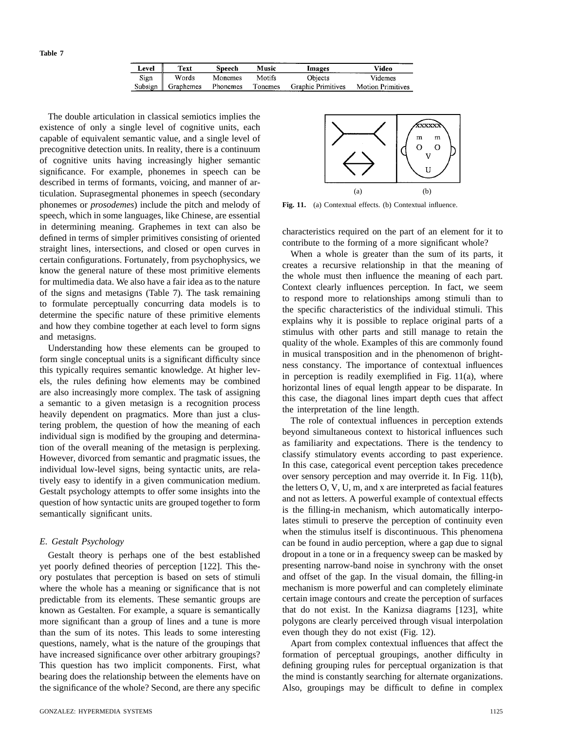**Table 7**

| Level | Text | Speech | Music | Images | Video |
|---|---|---|---|---|---|
| Sign | Words | Monemes | Motifs | Objects | Videmes |
| Subsign | Graphemes | Phonemes | Tonemes | Graphic Primitives | Motion Primitives |

The double articulation in classical semiotics implies the existence of only a single level of cognitive units, each capable of equivalent semantic value, and a single level of precognitive detection units. In reality, there is a continuum of cognitive units having increasingly higher semantic significance. For example, phonemes in speech can be described in terms of formants, voicing, and manner of articulation. Suprasegmental phonemes in speech (secondary phonemes or *prosodemes*) include the pitch and melody of speech, which in some languages, like Chinese, are essential in determining meaning. Graphemes in text can also be defined in terms of simpler primitives consisting of oriented straight lines, intersections, and closed or open curves in certain configurations. Fortunately, from psychophysics, we know the general nature of these most primitive elements for multimedia data. We also have a fair idea as to the nature of the signs and metasigns (Table 7). The task remaining to formulate perceptually concurring data models is to determine the specific nature of these primitive elements and how they combine together at each level to form signs and metasigns.

Understanding how these elements can be grouped to form single conceptual units is a significant difficulty since this typically requires semantic knowledge. At higher levels, the rules defining how elements may be combined are also increasingly more complex. The task of assigning a semantic to a given metasign is a recognition process heavily dependent on pragmatics. More than just a clustering problem, the question of how the meaning of each individual sign is modified by the grouping and determination of the overall meaning of the metasign is perplexing. However, divorced from semantic and pragmatic issues, the individual low-level signs, being syntactic units, are relatively easy to identify in a given communication medium. Gestalt psychology attempts to offer some insights into the question of how syntactic units are grouped together to form semantically significant units.

### *E. Gestalt Psychology*

Gestalt theory is perhaps one of the best established yet poorly defined theories of perception [122]. This theory postulates that perception is based on sets of stimuli where the whole has a meaning or significance that is not predictable from its elements. These semantic groups are known as Gestalten. For example, a square is semantically more significant than a group of lines and a tune is more than the sum of its notes. This leads to some interesting questions, namely, what is the nature of the groupings that have increased significance over other arbitrary groupings? This question has two implicit components. First, what bearing does the relationship between the elements have on the significance of the whole? Second, are there any specific characteristics required on the part of an element for it to contribute to the forming of a more significant whole?

(a) (b)

**Fig. 11.** (a) Contextual effects. (b) Contextual influence.

When a whole is greater than the sum of its parts, it creates a recursive relationship in that the meaning of the whole must then influence the meaning of each part. Context clearly influences perception. In fact, we seem to respond more to relationships among stimuli than to the specific characteristics of the individual stimuli. This explains why it is possible to replace original parts of a stimulus with other parts and still manage to retain the quality of the whole. Examples of this are commonly found in musical transposition and in the phenomenon of brightness constancy. The importance of contextual influences in perception is readily exemplified in Fig. 11(a), where horizontal lines of equal length appear to be disparate. In this case, the diagonal lines impart depth cues that affect the interpretation of the line length.

The role of contextual influences in perception extends beyond simultaneous context to historical influences such as familiarity and expectations. There is the tendency to classify stimulatory events according to past experience. In this case, categorical event perception takes precedence over sensory perception and may override it. In Fig. 11(b), the letters O, V, U, m, and x are interpreted as facial features and not as letters. A powerful example of contextual effects is the filling-in mechanism, which automatically interpolates stimuli to preserve the perception of continuity even when the stimulus itself is discontinuous. This phenomena can be found in audio perception, where a gap due to signal dropout in a tone or in a frequency sweep can be masked by presenting narrow-band noise in synchrony with the onset and offset of the gap. In the visual domain, the filling-in mechanism is more powerful and can completely eliminate certain image contours and create the perception of surfaces that do not exist. In the Kanizsa diagrams [123], white polygons are clearly perceived through visual interpolation even though they do not exist (Fig. 12).

Apart from complex contextual influences that affect the formation of perceptual groupings, another difficulty in defining grouping rules for perceptual organization is that the mind is constantly searching for alternate organizations. Also, groupings may be difficult to define in complex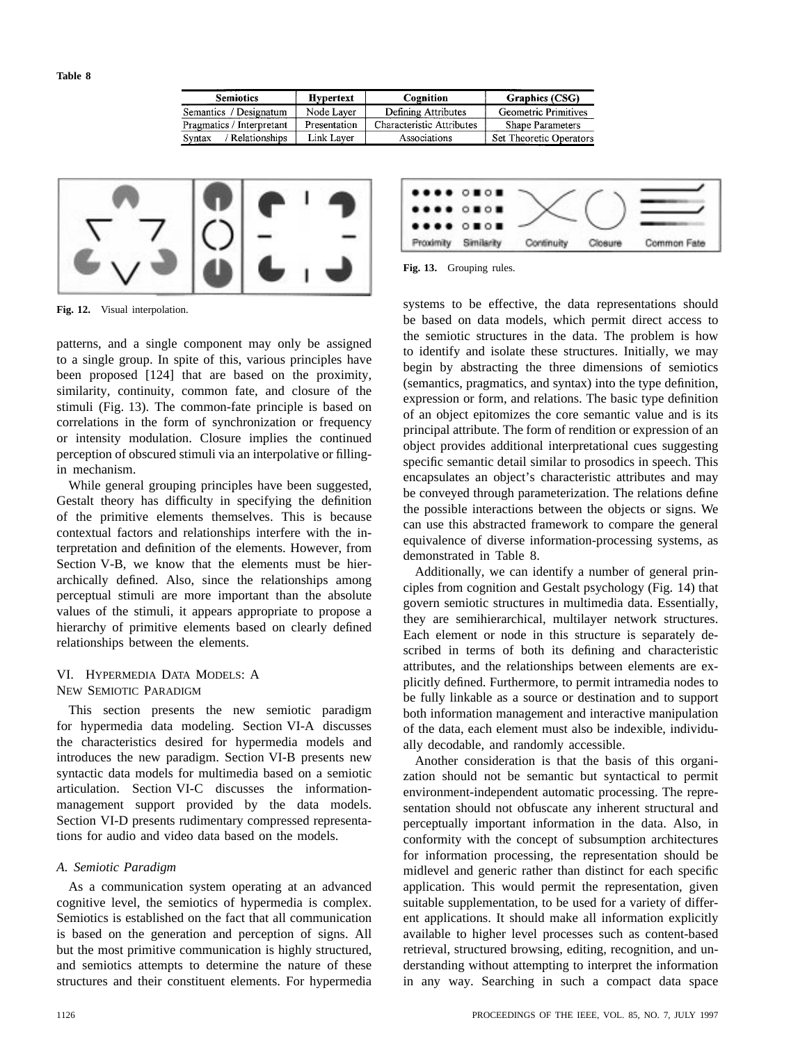**Table 8**

| Semiotics | Hypertext | Cognition | Graphics (CSG) |
|---|---|---|---|
| Semantics / Designatum | Node Layer | Defining Attributes | Geometric Primitives |
| Pragmatics / Interpretant | Presentation | Characteristic Attributes | Shape Parameters |
| Syntax / Relationships | Link Layer | Associations | Set Theoretic Operators |

**Fig. 12.** Visual interpolation.

**Fig. 13.** Grouping rules.

patterns, and a single component may only be assigned to a single group. In spite of this, various principles have been proposed [124] that are based on the proximity, similarity, continuity, common fate, and closure of the stimuli (Fig. 13). The common-fate principle is based on correlations in the form of synchronization or frequency or intensity modulation. Closure implies the continued perception of obscured stimuli via an interpolative or filling-in mechanism.

While general grouping principles have been suggested, Gestalt theory has difficulty in specifying the definition of the primitive elements themselves. This is because contextual factors and relationships interfere with the interpretation and definition of the elements. However, from Section V-B, we know that the elements must be hierarchically defined. Also, since the relationships among perceptual stimuli are more important than the absolute values of the stimuli, it appears appropriate to propose a hierarchy of primitive elements based on clearly defined relationships between the elements.

## VI. Hypermedia Data Models: A New Semiotic Paradigm

This section presents the new semiotic paradigm for hypermedia data modeling. Section VI-A discusses the characteristics desired for hypermedia models and introduces the new paradigm. Section VI-B presents new syntactic data models for multimedia based on a semiotic articulation. Section VI-C discusses the information-management support provided by the data models. Section VI-D presents rudimentary compressed representations for audio and video data based on the models.

### *A. Semiotic Paradigm*

As a communication system operating at an advanced cognitive level, the semiotics of hypermedia is complex. Semiotics is established on the fact that all communication is based on the generation and perception of signs. All but the most primitive communication is highly structured, and semiotics attempts to determine the nature of these structures and their constituent elements. For hypermedia systems to be effective, the data representations should be based on data models, which permit direct access to the semiotic structures in the data. The problem is how to identify and isolate these structures. Initially, we may begin by abstracting the three dimensions of semiotics (semantics, pragmatics, and syntax) into the type definition, expression or form, and relations. The basic type definition of an object epitomizes the core semantic value and is its principal attribute. The form of rendition or expression of an object provides additional interpretational cues suggesting specific semantic detail similar to prosodics in speech. This encapsulates an object's characteristic attributes and may be conveyed through parameterization. The relations define the possible interactions between the objects or signs. We can use this abstracted framework to compare the general equivalence of diverse information-processing systems, as demonstrated in Table 8.

Additionally, we can identify a number of general principles from cognition and Gestalt psychology (Fig. 14) that govern semiotic structures in multimedia data. Essentially, they are semihierarchical, multilayer network structures. Each element or node in this structure is separately described in terms of both its defining and characteristic attributes, and the relationships between elements are explicitly defined. Furthermore, to permit intramedia nodes to be fully linkable as a source or destination and to support both information management and interactive manipulation of the data, each element must also be indexible, individually decodable, and randomly accessible.

Another consideration is that the basis of this organization should not be semantic but syntactical to permit environment-independent automatic processing. The representation should not obfuscate any inherent structural and perceptually important information in the data. Also, in conformity with the concept of subsumption architectures for information processing, the representation should be midlevel and generic rather than distinct for each specific application. This would permit the representation, given suitable supplementation, to be used for a variety of different applications. It should make all information explicitly available to higher level processes such as content-based retrieval, structured browsing, editing, recognition, and understanding without attempting to interpret the information in any way. Searching in such a compact data space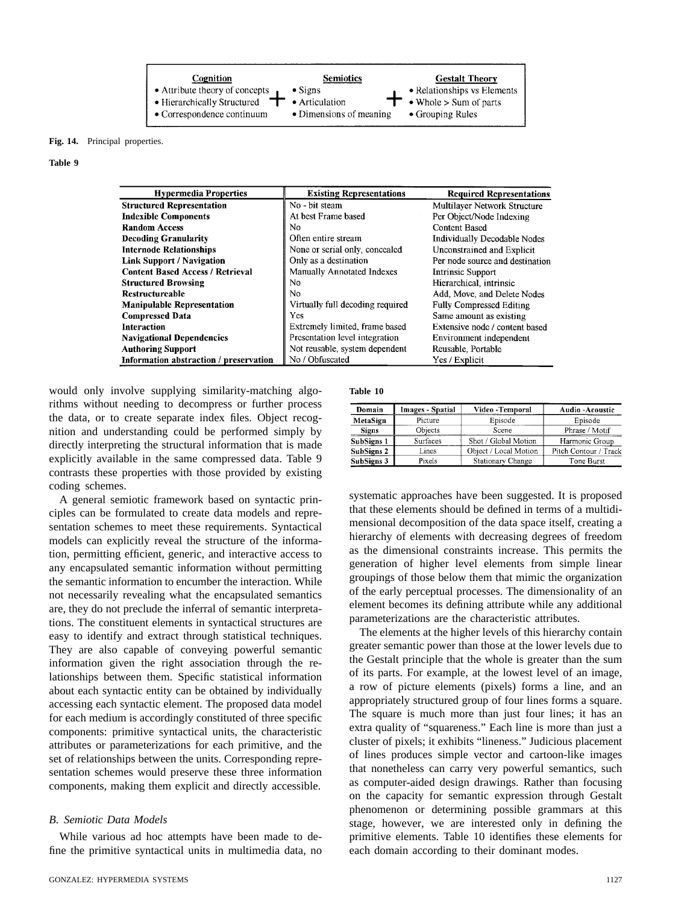| Cognition | | Semiotics | | Gestalt Theory |
|---|---|---|---|---|
| • Attribute theory of concepts | + | • Signs | + | • Relationships vs Elements |
| • Hierarchically Structured | | • Articulation | | • Whole > Sum of parts |
| • Correspondence continuum | | • Dimensions of meaning | | • Grouping Rules |

**Fig. 14.** Principal properties.

**Table 9**

| Hypermedia Properties | Existing Representations | Required Representations |
|---|---|---|
| **Structured Representation** | No - bit steam | Multilayer Network Structure |
| **Indexible Components** | At best Frame based | Per Object/Node Indexing |
| **Random Access** | No | Content Based |
| **Decoding Granularity** | Often entire stream | Individually Decodable Nodes |
| **Internode Relationships** | None or serial only, concealed | Unconstrained and Explicit |
| **Link Support / Navigation** | Only as a destination | Per node source and destination |
| **Content Based Access / Retrieval** | Manually Annotated Indexes | Intrinsic Support |
| **Structured Browsing** | No | Hierarchical, intrinsic |
| **Restructureable** | No | Add, Move, and Delete Nodes |
| **Manipulable Representation** | Virtually full decoding required | Fully Compressed Editing |
| **Compressed Data** | Yes | Same amount as existing |
| **Interaction** | Extremely limited, frame based | Extensive node / content based |
| **Navigational Dependencies** | Presentation level integration | Environment independent |
| **Authoring Support** | Not reusable, system dependent | Reusable, Portable |
| **Information abstraction / preservation** | No / Obfuscated | Yes / Explicit |

would only involve supplying similarity-matching algorithms without needing to decompress or further process the data, or to create separate index files. Object recognition and understanding could be performed simply by directly interpreting the structural information that is made explicitly available in the same compressed data. Table 9 contrasts these properties with those provided by existing coding schemes.

A general semiotic framework based on syntactic principles can be formulated to create data models and representation schemes to meet these requirements. Syntactical models can explicitly reveal the structure of the information, permitting efficient, generic, and interactive access to any encapsulated semantic information without permitting the semantic information to encumber the interaction. While not necessarily revealing what the encapsulated semantics are, they do not preclude the inferral of semantic interpretations. The constituent elements in syntactical structures are easy to identify and extract through statistical techniques. They are also capable of conveying powerful semantic information given the right association through the relationships between them. Specific statistical information about each syntactic entity can be obtained by individually accessing each syntactic element. The proposed data model for each medium is accordingly constituted of three specific components: primitive syntactical units, the characteristic attributes or parameterizations for each primitive, and the set of relationships between the units. Corresponding representation schemes would preserve these three information components, making them explicit and directly accessible.

### *B. Semiotic Data Models*

While various ad hoc attempts have been made to define the primitive syntactical units in multimedia data, no systematic approaches have been suggested. It is proposed that these elements should be defined in terms of a multidimensional decomposition of the data space itself, creating a hierarchy of elements with decreasing degrees of freedom as the dimensional constraints increase. This permits the generation of higher level elements from simple linear groupings of those below them that mimic the organization of the early perceptual processes. The dimensionality of an element becomes its defining attribute while any additional parameterizations are the characteristic attributes.

**Table 10**

| Domain | Images - Spatial | Video -Temporal | Audio -Acoustic |
|---|---|---|---|
| **MetaSign** | Picture | Episode | Episode |
| **Signs** | Objects | Scene | Phrase / Motif |
| **SubSigns 1** | Surfaces | Shot / Global Motion | Harmonic Group |
| **SubSigns 2** | Lines | Object / Local Motion | Pitch Contour / Track |
| **SubSigns 3** | Pixels | Stationary Change | Tone Burst |

The elements at the higher levels of this hierarchy contain greater semantic power than those at the lower levels due to the Gestalt principle that the whole is greater than the sum of its parts. For example, at the lowest level of an image, a row of picture elements (pixels) forms a line, and an appropriately structured group of four lines forms a square. The square is much more than just four lines; it has an extra quality of "squareness." Each line is more than just a cluster of pixels; it exhibits "lineness." Judicious placement of lines produces simple vector and cartoon-like images that nonetheless can carry very powerful semantics, such as computer-aided design drawings. Rather than focusing on the capacity for semantic expression through Gestalt phenomenon or determining possible grammars at this stage, however, we are interested only in defining the primitive elements. Table 10 identifies these elements for each domain according to their dominant modes.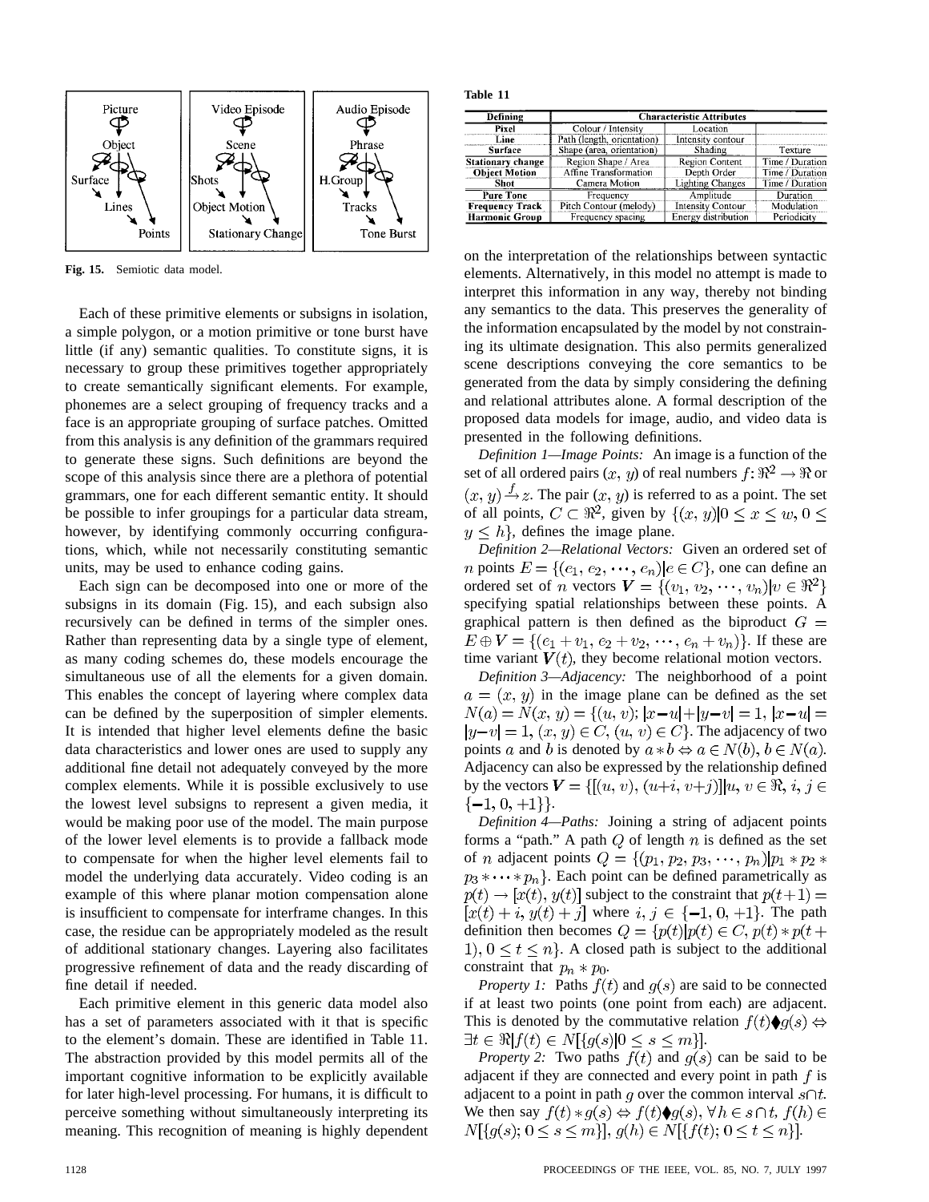Picture

Object

Surface

Lines

Points

Video Episode

Scene

Shots

Object Motion

Stationary Change

Audio Episode

Phrase

H.Group

Tracks

Tone Burst

**Fig. 15.** Semiotic data model.

Each of these primitive elements or subsigns in isolation, a simple polygon, or a motion primitive or tone burst have little (if any) semantic qualities. To constitute signs, it is necessary to group these primitives together appropriately to create semantically significant elements. For example, phonemes are a select grouping of frequency tracks and a face is an appropriate grouping of surface patches. Omitted from this analysis is any definition of the grammars required to generate these signs. Such definitions are beyond the scope of this analysis since there are a plethora of potential grammars, one for each different semantic entity. It should be possible to infer groupings for a particular data stream, however, by identifying commonly occurring configurations, which, while not necessarily constituting semantic units, may be used to enhance coding gains.

Each sign can be decomposed into one or more of the subsigns in its domain (Fig. 15), and each subsign also recursively can be defined in terms of the simpler ones. Rather than representing data by a single type of element, as many coding schemes do, these models encourage the simultaneous use of all the elements for a given domain. This enables the concept of layering where complex data can be defined by the superposition of simpler elements. It is intended that higher level elements define the basic data characteristics and lower ones are used to supply any additional fine detail not adequately conveyed by the more complex elements. While it is possible exclusively to use the lowest level subsigns to represent a given media, it would be making poor use of the model. The main purpose of the lower level elements is to provide a fallback mode to compensate for when the higher level elements fail to model the underlying data accurately. Video coding is an example of this where planar motion compensation alone is insufficient to compensate for interframe changes. In this case, the residue can be appropriately modeled as the result of additional stationary changes. Layering also facilitates progressive refinement of data and the ready discarding of fine detail if needed.

Each primitive element in this generic data model also has a set of parameters associated with it that is specific to the element's domain. These are identified in Table 11. The abstraction provided by this model permits all of the important cognitive information to be explicitly available for later high-level processing. For humans, it is difficult to perceive something without simultaneously interpreting its meaning. This recognition of meaning is highly dependent on the interpretation of the relationships between syntactic elements. Alternatively, in this model no attempt is made to interpret this information in any way, thereby not binding any semantics to the data. This preserves the generality of the information encapsulated by the model by not constraining its ultimate designation. This also permits generalized scene descriptions conveying the core semantics to be generated from the data by simply considering the defining and relational attributes alone. A formal description of the proposed data models for image, audio, and video data is presented in the following definitions.

**Table 11**

| Defining | Characteristic Attributes | | |
|---|---|---|---|
| Pixel | Colour / Intensity | Location | |
| Line | Path (length, orientation) | Intensity contour | |
| Surface | Shape (area, orientation) | Shading | Texture |
| Stationary change | Region Shape / Area | Region Content | Time / Duration |
| Object Motion | Affine Transformation | Depth Order | Time / Duration |
| Shot | Camera Motion | Lighting Changes | Time / Duration |
| Pure Tone | Frequency | Amplitude | Duration |
| Frequency Track | Pitch Contour (melody) | Intensity Contour | Modulation |
| Harmonic Group | Frequency spacing | Energy distribution | Periodicity |

*Definition 1—Image Points:* An image is a function of the set of all ordered pairs $(x, y)$ of real numbers $f: \Re^2 \rightarrow \Re$ or $(x, y) \xrightarrow{f} z$. The pair $(x, y)$ is referred to as a point. The set of all points, $C \subset \Re^2$, given by $\{(x, y)|0 \leq x \leq w, 0 \leq y \leq h\}$, defines the image plane.

*Definition 2—Relational Vectors:* Given an ordered set of $n$ points $E = \{(e_1, e_2, \cdots, e_n)|e \in C\}$, one can define an ordered set of $n$ vectors $\boldsymbol{V} = \{(v_1, v_2, \cdots, v_n)|v \in \Re^2\}$ specifying spatial relationships between these points. A graphical pattern is then defined as the biproduct $G = E \oplus V = \{(e_1 + v_1, e_2 + v_2, \cdots, e_n + v_n)\}$. If these are time variant $\boldsymbol{V}(t)$, they become relational motion vectors.

*Definition 3—Adjacency:* The neighborhood of a point $a = (x, y)$ in the image plane can be defined as the set $N(a) = N(x, y) = \{(u, v); |x-u|+|y-v| = 1, |x-u| = |y-v| = 1, (x, y) \in C, (u, v) \in C\}$. The adjacency of two points $a$ and $b$ is denoted by $a * b \Leftrightarrow a \in N(b), b \in N(a)$. Adjacency can also be expressed by the relationship defined by the vectors $\boldsymbol{V} = \{[(u, v), (u+i, v+j)]|u, v \in \Re, i, j \in \{-1, 0, +1\}\}$.

*Definition 4—Paths:* Joining a string of adjacent points forms a "path." A path $Q$ of length $n$ is defined as the set of $n$ adjacent points $Q = \{(p_1, p_2, p_3, \cdots, p_n)|p_1 * p_2 * p_3 * \cdots * p_n\}$. Each point can be defined parametrically as $p(t) \rightarrow [x(t), y(t)]$ subject to the constraint that $p(t+1) = [x(t) + i, y(t) + j]$ where $i, j \in \{-1, 0, +1\}$. The path definition then becomes $Q = \{p(t)|p(t) \in C, p(t) * p(t+1), 0 \leq t \leq n\}$. A closed path is subject to the additional constraint that $p_n * p_0$.

*Property 1:* Paths $f(t)$ and $g(s)$ are said to be connected if at least two points (one point from each) are adjacent. This is denoted by the commutative relation $f(t) \blacklozenge g(s) \Leftrightarrow \exists t \in \Re | f(t) \in N[\{g(s)|0 \leq s \leq m\}]$.

*Property 2:* Two paths $f(t)$ and $g(s)$ can be said to be adjacent if they are connected and every point in path $f$ is adjacent to a point in path $g$ over the common interval $s \cap t$. We then say $f(t) * g(s) \Leftrightarrow f(t) \blacklozenge g(s), \forall h \in s \cap t, f(h) \in N[\{g(s); 0 \leq s \leq m\}], g(h) \in N[\{f(t); 0 \leq t \leq n\}]$.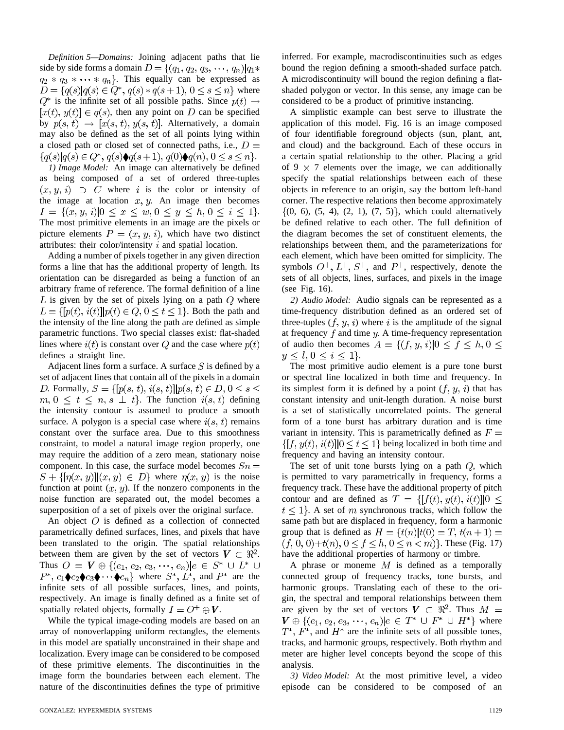*Definition 5—Domains:* Joining adjacent paths that lie side by side forms a domain $D = \{(q_1, q_2, q_3, \cdots, q_n) | q_1 * q_2 * q_3 * \cdots * q_n\}$. This equally can be expressed as $D = \{q(s) | q(s) \in Q^*, q(s) * q(s+1), 0 \le s \le n\}$ where $Q^*$ is the infinite set of all possible paths. Since $p(t) \rightarrow [x(t), y(t)] \in q(s)$, then any point on $D$ can be specified by $p(s, t) \rightarrow [x(s, t), y(s, t)]$. Alternatively, a domain may also be defined as the set of all points lying within a closed path or closed set of connected paths, i.e., $D = \{q(s) | q(s) \in Q^*, q(s) \blacklozenge q(s+1), q(0) \blacklozenge q(n), 0 \le s \le n\}$.

*1) Image Model:* An image can alternatively be defined as being composed of a set of ordered three-tuples $(x, y, i) \supset C$ where $i$ is the color or intensity of the image at location $x, y$. An image then becomes $I = \{(x, y, i) | 0 \le x \le w, 0 \le y \le h, 0 \le i \le 1\}$. The most primitive elements in an image are the pixels or picture elements $P = (x, y, i)$, which have two distinct attributes: their color/intensity $i$ and spatial location.

Adding a number of pixels together in any given direction forms a line that has the additional property of length. Its orientation can be disregarded as being a function of an arbitrary frame of reference. The formal definition of a line $L$ is given by the set of pixels lying on a path $Q$ where $L = \{[p(t), i(t)] | p(t) \in Q, 0 \le t \le 1\}$. Both the path and the intensity of the line along the path are defined as simple parametric functions. Two special classes exist: flat-shaded lines where $i(t)$ is constant over $Q$ and the case where $p(t)$ defines a straight line.

Adjacent lines form a surface. A surface $S$ is defined by a set of adjacent lines that contain all of the pixels in a domain $D$. Formally, $S = \{[p(s, t), i(s, t)] | p(s, t) \in D, 0 \le s \le m, 0 \le t \le n, s \perp t\}$. The function $i(s, t)$ defining the intensity contour is assumed to produce a smooth surface. A polygon is a special case where $i(s, t)$ remains constant over the surface area. Due to this smoothness constraint, to model a natural image region properly, one may require the addition of a zero mean, stationary noise component. In this case, the surface model becomes $Sn = S + \{[\eta(x, y)] | (x, y) \in D\}$ where $\eta(x, y)$ is the noise function at point $(x, y)$. If the nonzero components in the noise function are separated out, the model becomes a superposition of a set of pixels over the original surface.

An object $O$ is defined as a collection of connected parametrically defined surfaces, lines, and pixels that have been translated to the origin. The spatial relationships between them are given by the set of vectors $\boldsymbol{V} \subset \Re^2$. Thus $O = \boldsymbol{V} \oplus \{(e_1, e_2, e_3, \cdots, e_n) | e \in S^* \cup L^* \cup P^*, e_1 \blacklozenge e_2 \blacklozenge e_3 \blacklozenge \cdots \blacklozenge e_n\}$ where $S^*$, $L^*$, and $P^*$ are the infinite sets of all possible surfaces, lines, and points, respectively. An image is finally defined as a finite set of spatially related objects, formally $I = O^+ \oplus \boldsymbol{V}$.

While the typical image-coding models are based on an array of nonoverlapping uniform rectangles, the elements in this model are spatially unconstrained in their shape and localization. Every image can be considered to be composed of these primitive elements. The discontinuities in the image form the boundaries between each element. The nature of the discontinuities defines the type of primitive inferred. For example, macrodiscontinuities such as edges bound the region defining a smooth-shaded surface patch. A microdiscontinuity will bound the region defining a flat-shaded polygon or vector. In this sense, any image can be considered to be a product of primitive instancing.

A simplistic example can best serve to illustrate the application of this model. Fig. 16 is an image composed of four identifiable foreground objects (sun, plant, ant, and cloud) and the background. Each of these occurs in a certain spatial relationship to the other. Placing a grid of $9 \times 7$ elements over the image, we can additionally specify the spatial relationships between each of these objects in reference to an origin, say the bottom left-hand corner. The respective relations then become approximately $\{(0, 6), (5, 4), (2, 1), (7, 5)\}$, which could alternatively be defined relative to each other. The full definition of the diagram becomes the set of constituent elements, the relationships between them, and the parameterizations for each element, which have been omitted for simplicity. The symbols $O^+$, $L^+$, $S^+$, and $P^+$, respectively, denote the sets of all objects, lines, surfaces, and pixels in the image (see Fig. 16).

*2) Audio Model:* Audio signals can be represented as a time-frequency distribution defined as an ordered set of three-tuples $(f, y, i)$ where $i$ is the amplitude of the signal at frequency $f$ and time $y$. A time-frequency representation of audio then becomes $A = \{(f, y, i) | 0 \le f \le h, 0 \le y \le l, 0 \le i \le 1\}$.

The most primitive audio element is a pure tone burst or spectral line localized in both time and frequency. In its simplest form it is defined by a point $(f, y, i)$ that has constant intensity and unit-length duration. A noise burst is a set of statistically uncorrelated points. The general form of a tone burst has arbitrary duration and is time variant in intensity. This is parametrically defined as $F = \{[f, y(t), i(t)] | 0 \le t \le 1\}$ being localized in both time and frequency and having an intensity contour.

The set of unit tone bursts lying on a path $Q$, which is permitted to vary parametrically in frequency, forms a frequency track. These have the additional property of pitch contour and are defined as $T = \{[f(t), y(t), i(t)] | 0 \le t \le 1\}$. A set of $m$ synchronous tracks, which follow the same path but are displaced in frequency, form a harmonic group that is defined as $H = \{t(n) | t(0) = T, t(n+1) = (f, 0, 0) + t(n), 0 \le f \le h, 0 \le n < m)\}$. These (Fig. 17) have the additional properties of harmony or timbre.

A phrase or moneme $M$ is defined as a temporally connected group of frequency tracks, tone bursts, and harmonic groups. Translating each of these to the origin, the spectral and temporal relationships between them are given by the set of vectors $\boldsymbol{V} \subset \Re^2$. Thus $M = \boldsymbol{V} \oplus \{(e_1, e_2, e_3, \cdots, e_n) | e \in T^* \cup F^* \cup H^*\}$ where $T^*$, $F^*$, and $H^*$ are the infinite sets of all possible tones, tracks, and harmonic groups, respectively. Both rhythm and meter are higher level concepts beyond the scope of this analysis.

*3) Video Model:* At the most primitive level, a video episode can be considered to be composed of an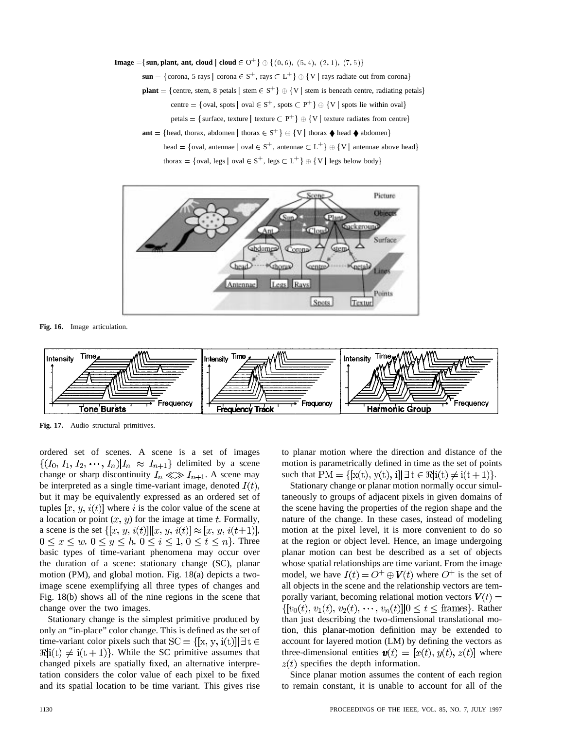**Image** $= \{$**sun, plant, ant, cloud** $|$ **cloud** $\in O^+\} \oplus \{(0,6),\ (5,4),\ (2,1),\ (7,5)\}$

**sun** $= \{$corona, 5 rays $|$ corona $\in S^+$, rays $\subset L^+\} \oplus \{V \mid$ rays radiate out from corona$\}$

**plant** $= \{$centre, stem, 8 petals $|$ stem $\in S^+\} \oplus \{V \mid$ stem is beneath centre, radiating petals$\}$

centre $= \{$oval, spots $|$ oval $\in S^+$, spots $\subset P^+\} \oplus \{V \mid$ spots lie within oval$\}$

petals $= \{$surface, texture $|$ texture $\subset P^+\} \oplus \{V \mid$ texture radiates from centre$\}$

**ant** $= \{$head, thorax, abdomen $|$ thorax $\in S^+\} \oplus \{V \mid$ thorax ⧫ head ⧫ abdomen$\}$

head $= \{$oval, antennae $|$ oval $\in S^+$, antennae $\subset L^+\} \oplus \{V \mid$ antennae above head$\}$

thorax $= \{$oval, legs $|$ oval $\in S^+$, legs $\subset L^+\} \oplus \{V \mid$ legs below body$\}$

**Fig. 16.** Image articulation.

**Fig. 17.** Audio structural primitives.

ordered set of scenes. A scene is a set of images $\{(I_0, I_1, I_2, \cdots, I_n) | I_n \approx I_{n+1}\}$ delimited by a scene change or sharp discontinuity $I_n \lll\ggg I_{n+1}$. A scene may be interpreted as a single time-variant image, denoted $I(t)$, but it may be equivalently expressed as an ordered set of tuples $[x, y, i(t)]$ where $i$ is the color value of the scene at a location or point $(x, y)$ for the image at time $t$. Formally, a scene is the set $\{[x, y, i(t)] | [x, y, i(t)] \approx [x, y, i(t+1)], 0 \le x \le w, 0 \le y \le h, 0 \le i \le 1, 0 \le t \le n\}$. Three basic types of time-variant phenomena may occur over the duration of a scene: stationary change (SC), planar motion (PM), and global motion. Fig. 18(a) depicts a two-image scene exemplifying all three types of changes and Fig. 18(b) shows all of the nine regions in the scene that change over the two images.

Stationary change is the simplest primitive produced by only an "in-place" color change. This is defined as the set of time-variant color pixels such that $\mathrm{SC} = \{[\mathrm{x}, \mathrm{y}, \mathrm{i(t)}] | \exists\, \mathrm{t} \in \Re | \mathrm{i(t)} \ne \mathrm{i(t+1)}\}$. While the SC primitive assumes that changed pixels are spatially fixed, an alternative interpretation considers the color value of each pixel to be fixed and its spatial location to be time variant. This gives rise to planar motion where the direction and distance of the motion is parametrically defined in time as the set of points such that $\mathrm{PM} = \{[\mathrm{x(t)}, \mathrm{y(t)}, \mathrm{i}] | \exists\, \mathrm{t} \in \Re | \mathrm{i(t)} \ne \mathrm{i(t+1)}\}$.

Stationary change or planar motion normally occur simultaneously to groups of adjacent pixels in given domains of the scene having the properties of the region shape and the nature of the change. In these cases, instead of modeling motion at the pixel level, it is more convenient to do so at the region or object level. Hence, an image undergoing planar motion can best be described as a set of objects whose spatial relationships are time variant. From the image model, we have $I(t) = O^+ \oplus \boldsymbol{V}(t)$ where $O^+$ is the set of all objects in the scene and the relationship vectors are temporally variant, becoming relational motion vectors $\boldsymbol{V}(t) = \{[v_0(t), v_1(t), v_2(t), \cdots, v_n(t)] | 0 \le t \le \text{frames}\}$. Rather than just describing the two-dimensional translational motion, this planar-motion definition may be extended to account for layered motion (LM) by defining the vectors as three-dimensional entities $\boldsymbol{v}(t) = [x(t), y(t), z(t)]$ where $z(t)$ specifies the depth information.

Since planar motion assumes the content of each region to remain constant, it is unable to account for all of the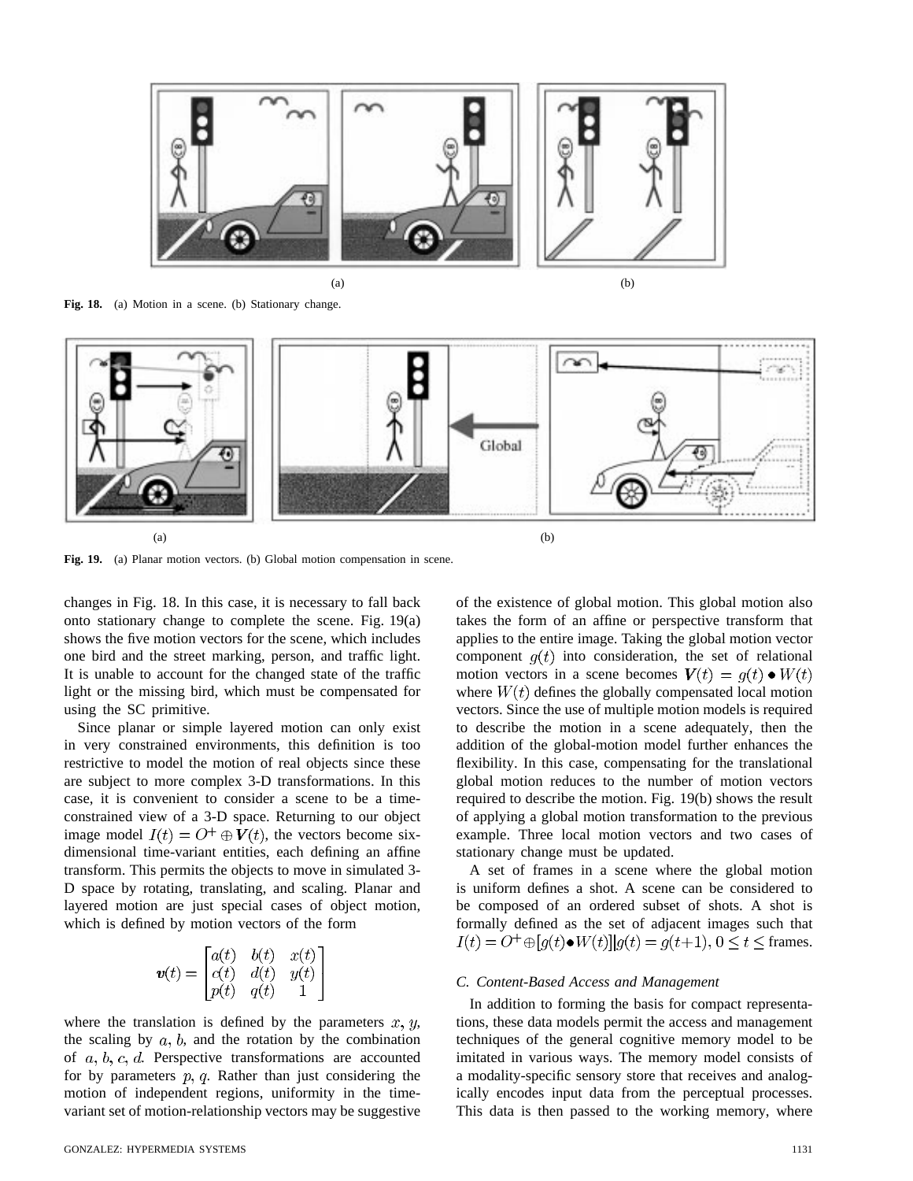Fig. 18. (a) Motion in a scene. (b) Stationary change.

Fig. 19. (a) Planar motion vectors. (b) Global motion compensation in scene.

changes in Fig. 18. In this case, it is necessary to fall back onto stationary change to complete the scene. Fig. 19(a) shows the five motion vectors for the scene, which includes one bird and the street marking, person, and traffic light. It is unable to account for the changed state of the traffic light or the missing bird, which must be compensated for using the SC primitive.

Since planar or simple layered motion can only exist in very constrained environments, this definition is too restrictive to model the motion of real objects since these are subject to more complex 3-D transformations. In this case, it is convenient to consider a scene to be a time-constrained view of a 3-D space. Returning to our object image model $I(t) = O^{+} \oplus \boldsymbol{V}(t)$, the vectors become six-dimensional time-variant entities, each defining an affine transform. This permits the objects to move in simulated 3-D space by rotating, translating, and scaling. Planar and layered motion are just special cases of object motion, which is defined by motion vectors of the form

$$\boldsymbol{v}(t) = \begin{bmatrix} a(t) & b(t) & x(t) \\ c(t) & d(t) & y(t) \\ p(t) & q(t) & 1 \end{bmatrix}$$

where the translation is defined by the parameters $x, y,$ the scaling by $a, b,$ and the rotation by the combination of $a, b, c, d.$ Perspective transformations are accounted for by parameters $p, q.$ Rather than just considering the motion of independent regions, uniformity in the time-variant set of motion-relationship vectors may be suggestive of the existence of global motion. This global motion also takes the form of an affine or perspective transform that applies to the entire image. Taking the global motion vector component $g(t)$ into consideration, the set of relational motion vectors in a scene becomes $\boldsymbol{V}(t) = g(t) \bullet W(t)$ where $W(t)$ defines the globally compensated local motion vectors. Since the use of multiple motion models is required to describe the motion in a scene adequately, then the addition of the global-motion model further enhances the flexibility. In this case, compensating for the translational global motion reduces to the number of motion vectors required to describe the motion. Fig. 19(b) shows the result of applying a global motion transformation to the previous example. Three local motion vectors and two cases of stationary change must be updated.

A set of frames in a scene where the global motion is uniform defines a shot. A scene can be considered to be composed of an ordered subset of shots. A shot is formally defined as the set of adjacent images such that $I(t) = O^{+} \oplus [g(t) \bullet W(t)] | g(t) = g(t+1), 0 \leq t \leq$ frames.

### C. Content-Based Access and Management

In addition to forming the basis for compact representations, these data models permit the access and management techniques of the general cognitive memory model to be imitated in various ways. The memory model consists of a modality-specific sensory store that receives and analogically encodes input data from the perceptual processes. This data is then passed to the working memory, where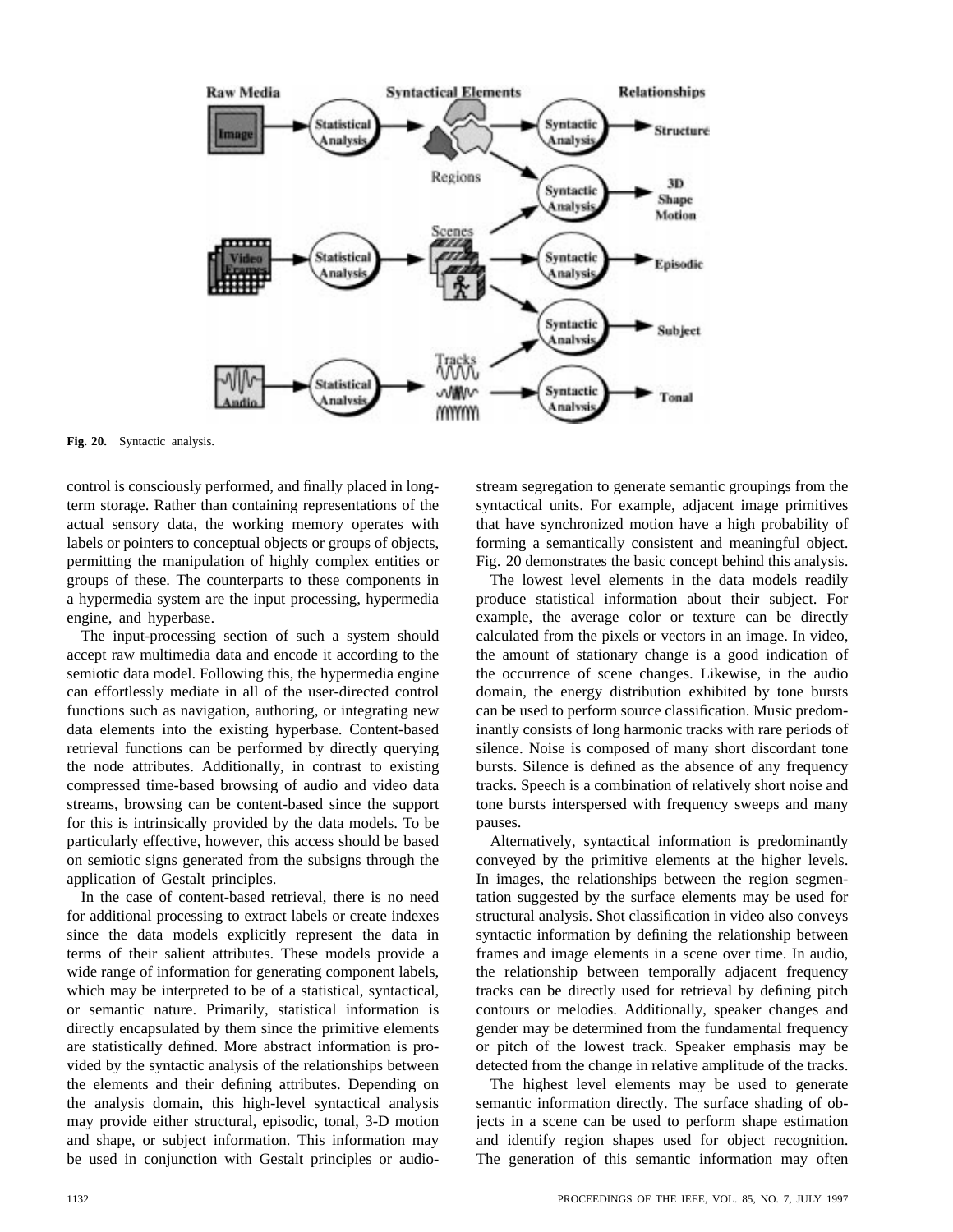Raw Media

Syntactical Elements

Relationships

Image

Statistical Analysis

Regions

Syntactic Analysis

Structure

Syntactic Analysis

3D Shape Motion

Video Frames

Statistical Analysis

Scenes

Syntactic Analysis

Episodic

Syntactic Analysis

Subject

Audio

Statistical Analysis

Tracks

Syntactic Analysis

Tonal

**Fig. 20.** Syntactic analysis.

control is consciously performed, and finally placed in long-term storage. Rather than containing representations of the actual sensory data, the working memory operates with labels or pointers to conceptual objects or groups of objects, permitting the manipulation of highly complex entities or groups of these. The counterparts to these components in a hypermedia system are the input processing, hypermedia engine, and hyperbase.

The input-processing section of such a system should accept raw multimedia data and encode it according to the semiotic data model. Following this, the hypermedia engine can effortlessly mediate in all of the user-directed control functions such as navigation, authoring, or integrating new data elements into the existing hyperbase. Content-based retrieval functions can be performed by directly querying the node attributes. Additionally, in contrast to existing compressed time-based browsing of audio and video data streams, browsing can be content-based since the support for this is intrinsically provided by the data models. To be particularly effective, however, this access should be based on semiotic signs generated from the subsigns through the application of Gestalt principles.

In the case of content-based retrieval, there is no need for additional processing to extract labels or create indexes since the data models explicitly represent the data in terms of their salient attributes. These models provide a wide range of information for generating component labels, which may be interpreted to be of a statistical, syntactical, or semantic nature. Primarily, statistical information is directly encapsulated by them since the primitive elements are statistically defined. More abstract information is provided by the syntactic analysis of the relationships between the elements and their defining attributes. Depending on the analysis domain, this high-level syntactical analysis may provide either structural, episodic, tonal, 3-D motion and shape, or subject information. This information may be used in conjunction with Gestalt principles or audio-stream segregation to generate semantic groupings from the syntactical units. For example, adjacent image primitives that have synchronized motion have a high probability of forming a semantically consistent and meaningful object. Fig. 20 demonstrates the basic concept behind this analysis.

The lowest level elements in the data models readily produce statistical information about their subject. For example, the average color or texture can be directly calculated from the pixels or vectors in an image. In video, the amount of stationary change is a good indication of the occurrence of scene changes. Likewise, in the audio domain, the energy distribution exhibited by tone bursts can be used to perform source classification. Music predominantly consists of long harmonic tracks with rare periods of silence. Noise is composed of many short discordant tone bursts. Silence is defined as the absence of any frequency tracks. Speech is a combination of relatively short noise and tone bursts interspersed with frequency sweeps and many pauses.

Alternatively, syntactical information is predominantly conveyed by the primitive elements at the higher levels. In images, the relationships between the region segmentation suggested by the surface elements may be used for structural analysis. Shot classification in video also conveys syntactic information by defining the relationship between frames and image elements in a scene over time. In audio, the relationship between temporally adjacent frequency tracks can be directly used for retrieval by defining pitch contours or melodies. Additionally, speaker changes and gender may be determined from the fundamental frequency or pitch of the lowest track. Speaker emphasis may be detected from the change in relative amplitude of the tracks.

The highest level elements may be used to generate semantic information directly. The surface shading of objects in a scene can be used to perform shape estimation and identify region shapes used for object recognition. The generation of this semantic information may often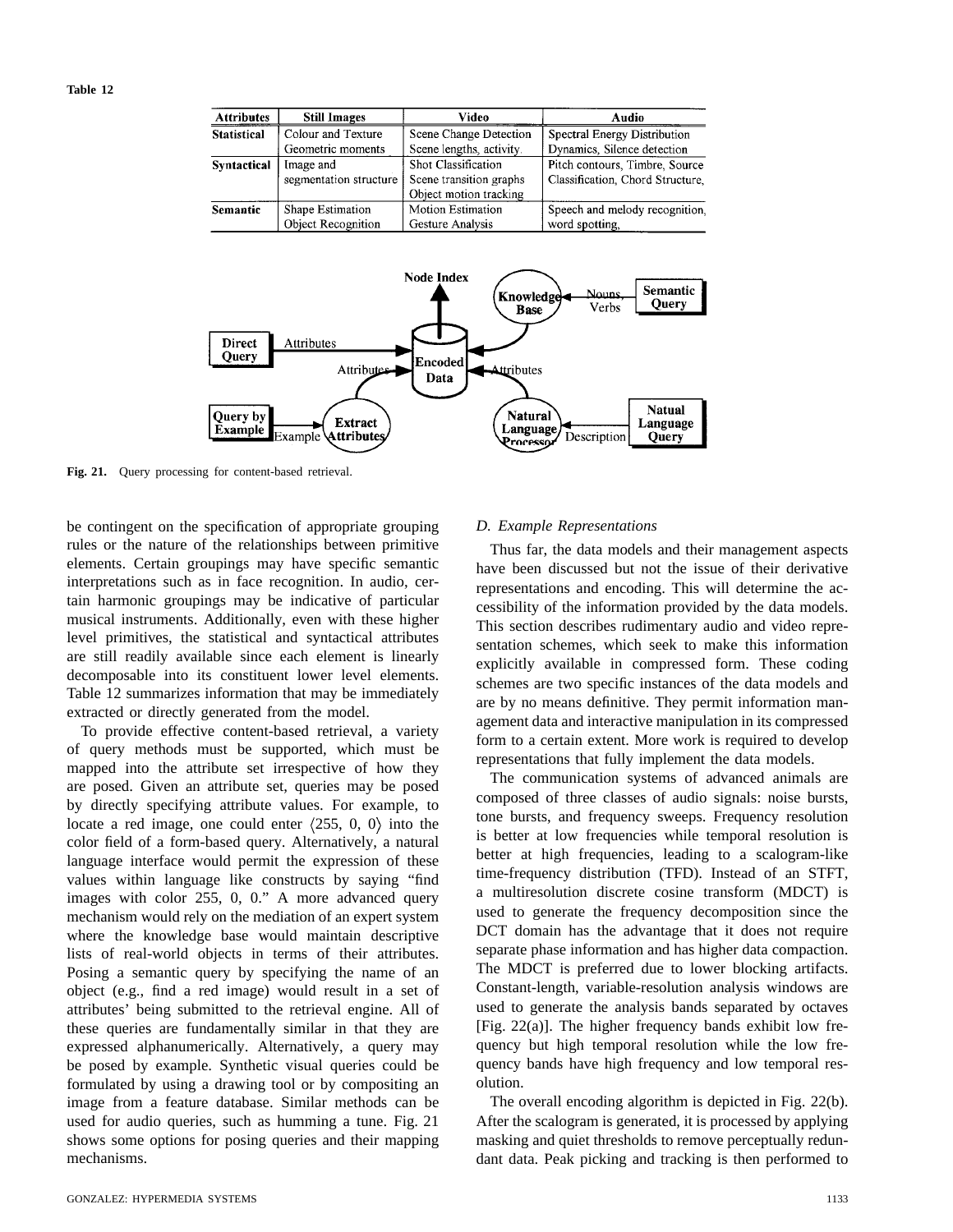**Table 12**

| Attributes | Still Images | Video | Audio |
|---|---|---|---|
| **Statistical** | Colour and Texture<br>Geometric moments | Scene Change Detection<br>Scene lengths, activity. | Spectral Energy Distribution<br>Dynamics, Silence detection |
| **Syntactical** | Image and<br>segmentation structure | Shot Classification<br>Scene transition graphs<br>Object motion tracking | Pitch contours, Timbre, Source<br>Classification, Chord Structure, |
| **Semantic** | Shape Estimation<br>Object Recognition | Motion Estimation<br>Gesture Analysis | Speech and melody recognition,<br>word spotting, |

**Fig. 21.** Query processing for content-based retrieval.

be contingent on the specification of appropriate grouping rules or the nature of the relationships between primitive elements. Certain groupings may have specific semantic interpretations such as in face recognition. In audio, certain harmonic groupings may be indicative of particular musical instruments. Additionally, even with these higher level primitives, the statistical and syntactical attributes are still readily available since each element is linearly decomposable into its constituent lower level elements. Table 12 summarizes information that may be immediately extracted or directly generated from the model.

To provide effective content-based retrieval, a variety of query methods must be supported, which must be mapped into the attribute set irrespective of how they are posed. Given an attribute set, queries may be posed by directly specifying attribute values. For example, to locate a red image, one could enter $\langle 255, 0, 0 \rangle$ into the color field of a form-based query. Alternatively, a natural language interface would permit the expression of these values within language like constructs by saying "find images with color 255, 0, 0." A more advanced query mechanism would rely on the mediation of an expert system where the knowledge base would maintain descriptive lists of real-world objects in terms of their attributes. Posing a semantic query by specifying the name of an object (e.g., find a red image) would result in a set of attributes' being submitted to the retrieval engine. All of these queries are fundamentally similar in that they are expressed alphanumerically. Alternatively, a query may be posed by example. Synthetic visual queries could be formulated by using a drawing tool or by compositing an image from a feature database. Similar methods can be used for audio queries, such as humming a tune. Fig. 21 shows some options for posing queries and their mapping mechanisms.

### *D. Example Representations*

Thus far, the data models and their management aspects have been discussed but not the issue of their derivative representations and encoding. This will determine the accessibility of the information provided by the data models. This section describes rudimentary audio and video representation schemes, which seek to make this information explicitly available in compressed form. These coding schemes are two specific instances of the data models and are by no means definitive. They permit information management data and interactive manipulation in its compressed form to a certain extent. More work is required to develop representations that fully implement the data models.

The communication systems of advanced animals are composed of three classes of audio signals: noise bursts, tone bursts, and frequency sweeps. Frequency resolution is better at low frequencies while temporal resolution is better at high frequencies, leading to a scalogram-like time-frequency distribution (TFD). Instead of an STFT, a multiresolution discrete cosine transform (MDCT) is used to generate the frequency decomposition since the DCT domain has the advantage that it does not require separate phase information and has higher data compaction. The MDCT is preferred due to lower blocking artifacts. Constant-length, variable-resolution analysis windows are used to generate the analysis bands separated by octaves [Fig. 22(a)]. The higher frequency bands exhibit low frequency but high temporal resolution while the low frequency bands have high frequency and low temporal resolution.

The overall encoding algorithm is depicted in Fig. 22(b). After the scalogram is generated, it is processed by applying masking and quiet thresholds to remove perceptually redundant data. Peak picking and tracking is then performed to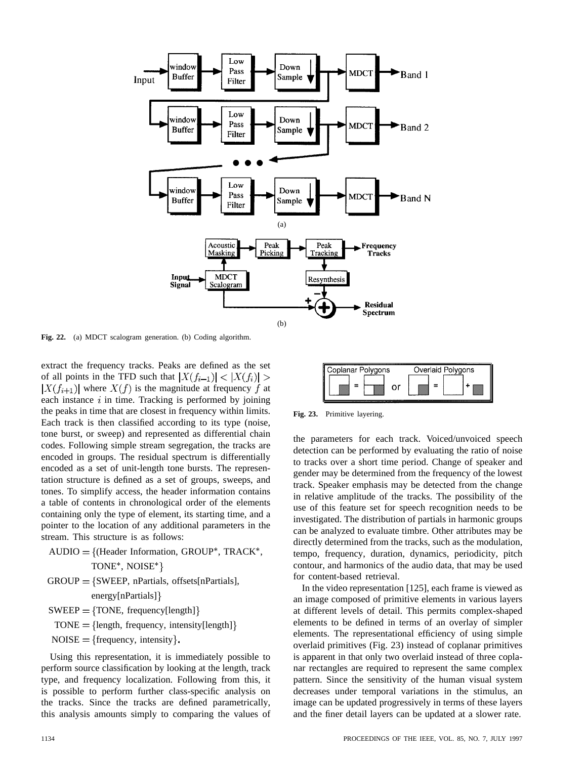Fig. 22. (a) MDCT scalogram generation. (b) Coding algorithm.

extract the frequency tracks. Peaks are defined as the set of all points in the TFD such that $|X(f_{i-1})| < |X(f_i)| > |X(f_{i+1})|$ where $X(f)$ is the magnitude at frequency $f$ at each instance $i$ in time. Tracking is performed by joining the peaks in time that are closest in frequency within limits. Each track is then classified according to its type (noise, tone burst, or sweep) and represented as differential chain codes. Following simple stream segregation, the tracks are encoded in groups. The residual spectrum is differentially encoded as a set of unit-length tone bursts. The representation structure is defined as a set of groups, sweeps, and tones. To simplify access, the header information contains a table of contents in chronological order of the elements containing only the type of element, its starting time, and a pointer to the location of any additional parameters in the stream. This structure is as follows:

$$
\begin{aligned}
\text{AUDIO} &= \{(\text{Header Information, GROUP}^*, \text{TRACK}^*, \\
&\qquad \text{TONE}^*, \text{NOISE}^*\} \\
\text{GROUP} &= \{\text{SWEEP, nPartials, offsets[nPartials]}, \\
&\qquad \text{energy[nPartials]}\} \\
\text{SWEEP} &= \{\text{TONE, frequency[length]}\} \\
\text{TONE} &= \{\text{length, frequency, intensity[length]}\} \\
\text{NOISE} &= \{\text{frequency, intensity}\}.
\end{aligned}
$$

Using this representation, it is immediately possible to perform source classification by looking at the length, track type, and frequency localization. Following from this, it is possible to perform further class-specific analysis on the tracks. Since the tracks are defined parametrically, this analysis amounts simply to comparing the values of the parameters for each track. Voiced/unvoiced speech detection can be performed by evaluating the ratio of noise to tracks over a short time period. Change of speaker and gender may be determined from the frequency of the lowest track. Speaker emphasis may be detected from the change in relative amplitude of the tracks. The possibility of the use of this feature set for speech recognition needs to be investigated. The distribution of partials in harmonic groups can be analyzed to evaluate timbre. Other attributes may be directly determined from the tracks, such as the modulation, tempo, frequency, duration, dynamics, periodicity, pitch contour, and harmonics of the audio data, that may be used for content-based retrieval.

Fig. 23. Primitive layering.

In the video representation [125], each frame is viewed as an image composed of primitive elements in various layers at different levels of detail. This permits complex-shaped elements to be defined in terms of an overlay of simpler elements. The representational efficiency of using simple overlaid primitives (Fig. 23) instead of coplanar primitives is apparent in that only two overlaid instead of three coplanar rectangles are required to represent the same complex pattern. Since the sensitivity of the human visual system decreases under temporal variations in the stimulus, an image can be updated progressively in terms of these layers and the finer detail layers can be updated at a slower rate.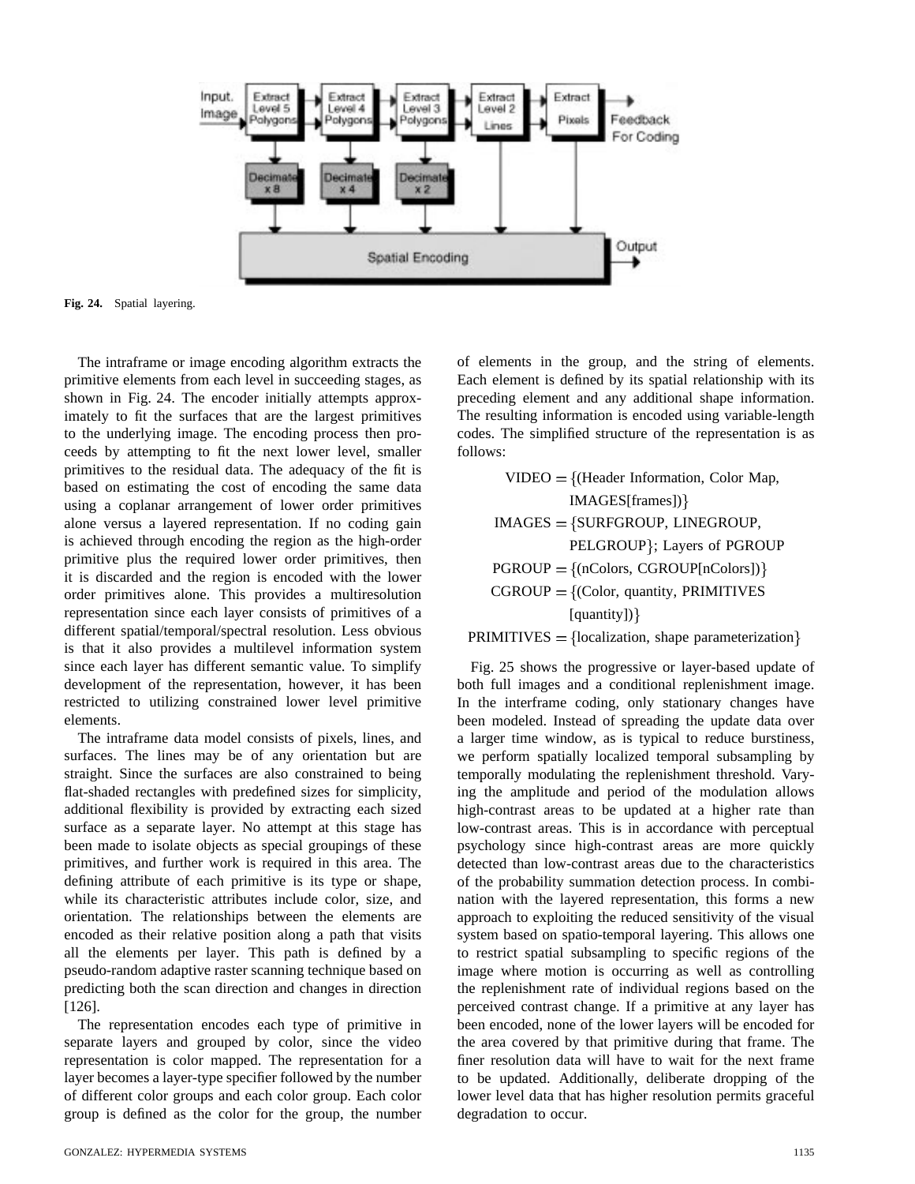Fig. 24. Spatial layering.

The intraframe or image encoding algorithm extracts the primitive elements from each level in succeeding stages, as shown in Fig. 24. The encoder initially attempts approximately to fit the surfaces that are the largest primitives to the underlying image. The encoding process then proceeds by attempting to fit the next lower level, smaller primitives to the residual data. The adequacy of the fit is based on estimating the cost of encoding the same data using a coplanar arrangement of lower order primitives alone versus a layered representation. If no coding gain is achieved through encoding the region as the high-order primitive plus the required lower order primitives, then it is discarded and the region is encoded with the lower order primitives alone. This provides a multiresolution representation since each layer consists of primitives of a different spatial/temporal/spectral resolution. Less obvious is that it also provides a multilevel information system since each layer has different semantic value. To simplify development of the representation, however, it has been restricted to utilizing constrained lower level primitive elements.

The intraframe data model consists of pixels, lines, and surfaces. The lines may be of any orientation but are straight. Since the surfaces are also constrained to being flat-shaded rectangles with predefined sizes for simplicity, additional flexibility is provided by extracting each sized surface as a separate layer. No attempt at this stage has been made to isolate objects as special groupings of these primitives, and further work is required in this area. The defining attribute of each primitive is its type or shape, while its characteristic attributes include color, size, and orientation. The relationships between the elements are encoded as their relative position along a path that visits all the elements per layer. This path is defined by a pseudo-random adaptive raster scanning technique based on predicting both the scan direction and changes in direction [126].

The representation encodes each type of primitive in separate layers and grouped by color, since the video representation is color mapped. The representation for a layer becomes a layer-type specifier followed by the number of different color groups and each color group. Each color group is defined as the color for the group, the number of elements in the group, and the string of elements. Each element is defined by its spatial relationship with its preceding element and any additional shape information. The resulting information is encoded using variable-length codes. The simplified structure of the representation is as follows:

$$
\begin{aligned}
\text{VIDEO} &= \{(\text{Header Information, Color Map,}\\
&\qquad \text{IMAGES[frames]})\}\\
\text{IMAGES} &= \{\text{SURFGROUP, LINEGROUP,}\\
&\qquad \text{PELGROUP}\}\text{; Layers of PGROUP}\\
\text{PGROUP} &= \{(\text{nColors, CGROUP[nColors]})\}\\
\text{CGROUP} &= \{(\text{Color, quantity, PRIMITIVES}\\
&\qquad \text{[quantity]})\}\\
\text{PRIMITIVES} &= \{\text{localization, shape parameterization}\}
\end{aligned}
$$

Fig. 25 shows the progressive or layer-based update of both full images and a conditional replenishment image. In the interframe coding, only stationary changes have been modeled. Instead of spreading the update data over a larger time window, as is typical to reduce burstiness, we perform spatially localized temporal subsampling by temporally modulating the replenishment threshold. Varying the amplitude and period of the modulation allows high-contrast areas to be updated at a higher rate than low-contrast areas. This is in accordance with perceptual psychology since high-contrast areas are more quickly detected than low-contrast areas due to the characteristics of the probability summation detection process. In combination with the layered representation, this forms a new approach to exploiting the reduced sensitivity of the visual system based on spatio-temporal layering. This allows one to restrict spatial subsampling to specific regions of the image where motion is occurring as well as controlling the replenishment rate of individual regions based on the perceived contrast change. If a primitive at any layer has been encoded, none of the lower layers will be encoded for the area covered by that primitive during that frame. The finer resolution data will have to wait for the next frame to be updated. Additionally, deliberate dropping of the lower level data that has higher resolution permits graceful degradation to occur.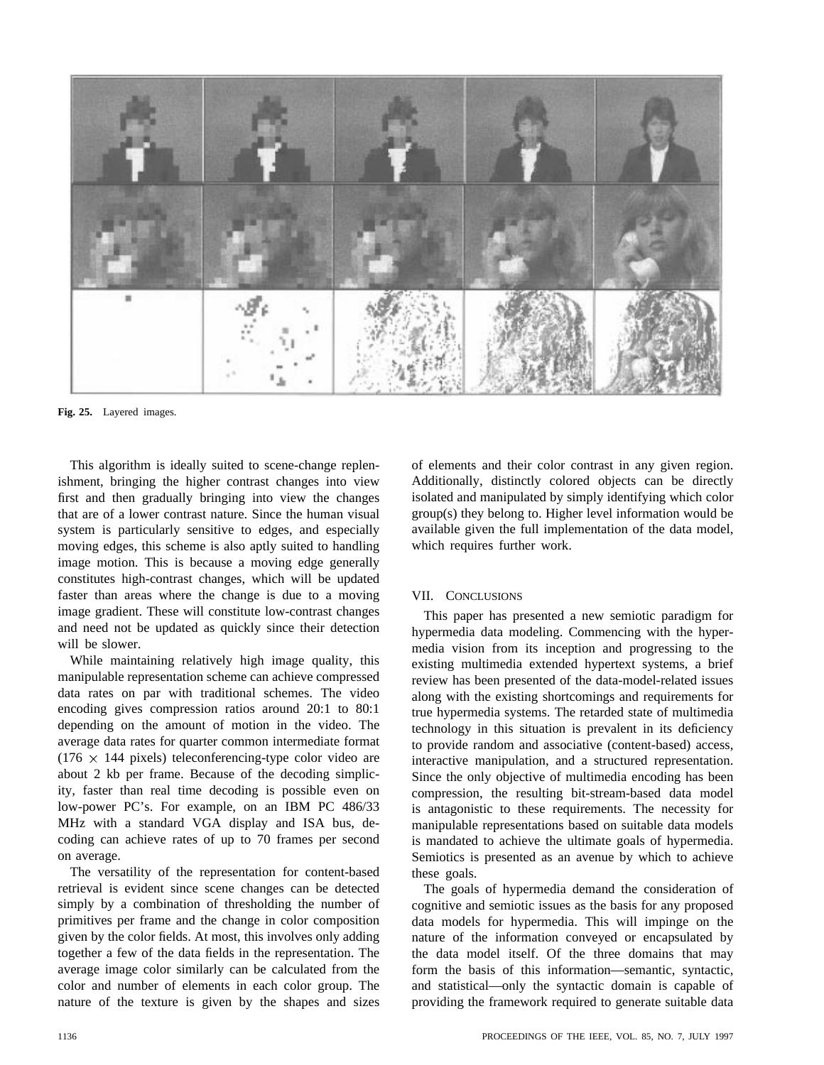Fig. 25. Layered images.

This algorithm is ideally suited to scene-change replenishment, bringing the higher contrast changes into view first and then gradually bringing into view the changes that are of a lower contrast nature. Since the human visual system is particularly sensitive to edges, and especially moving edges, this scheme is also aptly suited to handling image motion. This is because a moving edge generally constitutes high-contrast changes, which will be updated faster than areas where the change is due to a moving image gradient. These will constitute low-contrast changes and need not be updated as quickly since their detection will be slower.

While maintaining relatively high image quality, this manipulable representation scheme can achieve compressed data rates on par with traditional schemes. The video encoding gives compression ratios around 20:1 to 80:1 depending on the amount of motion in the video. The average data rates for quarter common intermediate format ($176 \times 144$ pixels) teleconferencing-type color video are about 2 kb per frame. Because of the decoding simplicity, faster than real time decoding is possible even on low-power PC's. For example, on an IBM PC 486/33 MHz with a standard VGA display and ISA bus, decoding can achieve rates of up to 70 frames per second on average.

The versatility of the representation for content-based retrieval is evident since scene changes can be detected simply by a combination of thresholding the number of primitives per frame and the change in color composition given by the color fields. At most, this involves only adding together a few of the data fields in the representation. The average image color similarly can be calculated from the color and number of elements in each color group. The nature of the texture is given by the shapes and sizes of elements and their color contrast in any given region. Additionally, distinctly colored objects can be directly isolated and manipulated by simply identifying which color group(s) they belong to. Higher level information would be available given the full implementation of the data model, which requires further work.

## VII. Conclusions

This paper has presented a new semiotic paradigm for hypermedia data modeling. Commencing with the hypermedia vision from its inception and progressing to the existing multimedia extended hypertext systems, a brief review has been presented of the data-model-related issues along with the existing shortcomings and requirements for true hypermedia systems. The retarded state of multimedia technology in this situation is prevalent in its deficiency to provide random and associative (content-based) access, interactive manipulation, and a structured representation. Since the only objective of multimedia encoding has been compression, the resulting bit-stream-based data model is antagonistic to these requirements. The necessity for manipulable representations based on suitable data models is mandated to achieve the ultimate goals of hypermedia. Semiotics is presented as an avenue by which to achieve these goals.

The goals of hypermedia demand the consideration of cognitive and semiotic issues as the basis for any proposed data models for hypermedia. This will impinge on the nature of the information conveyed or encapsulated by the data model itself. Of the three domains that may form the basis of this information—semantic, syntactic, and statistical—only the syntactic domain is capable of providing the framework required to generate suitable data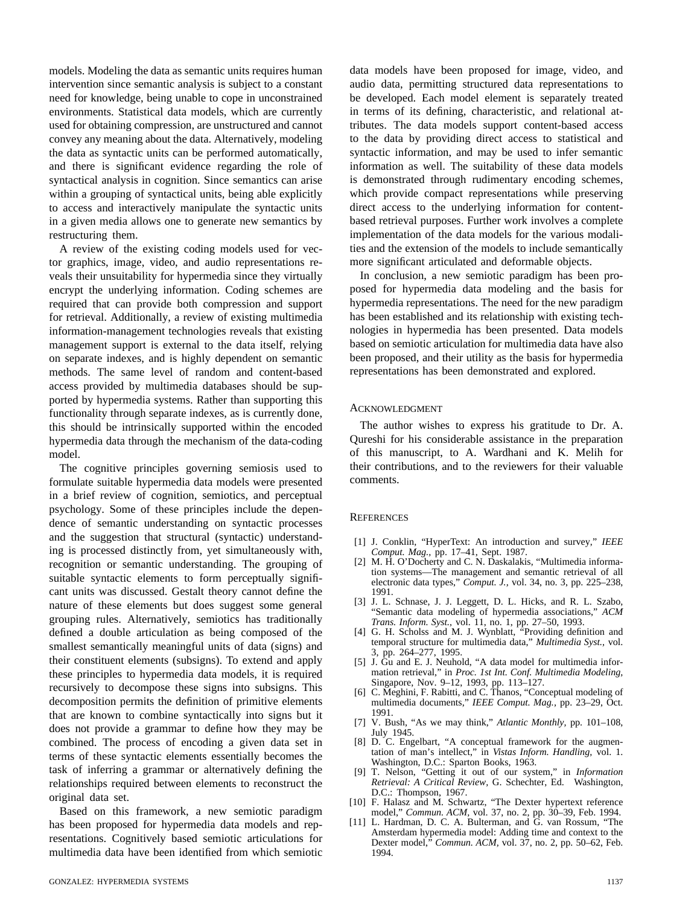models. Modeling the data as semantic units requires human intervention since semantic analysis is subject to a constant need for knowledge, being unable to cope in unconstrained environments. Statistical data models, which are currently used for obtaining compression, are unstructured and cannot convey any meaning about the data. Alternatively, modeling the data as syntactic units can be performed automatically, and there is significant evidence regarding the role of syntactical analysis in cognition. Since semantics can arise within a grouping of syntactical units, being able explicitly to access and interactively manipulate the syntactic units in a given media allows one to generate new semantics by restructuring them.

A review of the existing coding models used for vector graphics, image, video, and audio representations reveals their unsuitability for hypermedia since they virtually encrypt the underlying information. Coding schemes are required that can provide both compression and support for retrieval. Additionally, a review of existing multimedia information-management technologies reveals that existing management support is external to the data itself, relying on separate indexes, and is highly dependent on semantic methods. The same level of random and content-based access provided by multimedia databases should be supported by hypermedia systems. Rather than supporting this functionality through separate indexes, as is currently done, this should be intrinsically supported within the encoded hypermedia data through the mechanism of the data-coding model.

The cognitive principles governing semiosis used to formulate suitable hypermedia data models were presented in a brief review of cognition, semiotics, and perceptual psychology. Some of these principles include the dependence of semantic understanding on syntactic processes and the suggestion that structural (syntactic) understanding is processed distinctly from, yet simultaneously with, recognition or semantic understanding. The grouping of suitable syntactic elements to form perceptually significant units was discussed. Gestalt theory cannot define the nature of these elements but does suggest some general grouping rules. Alternatively, semiotics has traditionally defined a double articulation as being composed of the smallest semantically meaningful units of data (signs) and their constituent elements (subsigns). To extend and apply these principles to hypermedia data models, it is required recursively to decompose these signs into subsigns. This decomposition permits the definition of primitive elements that are known to combine syntactically into signs but it does not provide a grammar to define how they may be combined. The process of encoding a given data set in terms of these syntactic elements essentially becomes the task of inferring a grammar or alternatively defining the relationships required between elements to reconstruct the original data set.

Based on this framework, a new semiotic paradigm has been proposed for hypermedia data models and representations. Cognitively based semiotic articulations for multimedia data have been identified from which semiotic data models have been proposed for image, video, and audio data, permitting structured data representations to be developed. Each model element is separately treated in terms of its defining, characteristic, and relational attributes. The data models support content-based access to the data by providing direct access to statistical and syntactic information, and may be used to infer semantic information as well. The suitability of these data models is demonstrated through rudimentary encoding schemes, which provide compact representations while preserving direct access to the underlying information for content-based retrieval purposes. Further work involves a complete implementation of the data models for the various modalities and the extension of the models to include semantically more significant articulated and deformable objects.

In conclusion, a new semiotic paradigm has been proposed for hypermedia data modeling and the basis for hypermedia representations. The need for the new paradigm has been established and its relationship with existing technologies in hypermedia has been presented. Data models based on semiotic articulation for multimedia data have also been proposed, and their utility as the basis for hypermedia representations has been demonstrated and explored.

## Acknowledgment

The author wishes to express his gratitude to Dr. A. Qureshi for his considerable assistance in the preparation of this manuscript, to A. Wardhani and K. Melih for their contributions, and to the reviewers for their valuable comments.

## References

[1] J. Conklin, "HyperText: An introduction and survey," *IEEE Comput. Mag.*, pp. 17–41, Sept. 1987.

[2] M. H. O'Docherty and C. N. Daskalakis, "Multimedia information systems—The management and semantic retrieval of all electronic data types," *Comput. J.*, vol. 34, no. 3, pp. 225–238, 1991.

[3] J. L. Schnase, J. J. Leggett, D. L. Hicks, and R. L. Szabo, "Semantic data modeling of hypermedia associations," *ACM Trans. Inform. Syst.*, vol. 11, no. 1, pp. 27–50, 1993.

[4] G. H. Scholss and M. J. Wynblatt, "Providing definition and temporal structure for multimedia data," *Multimedia Syst.*, vol. 3, pp. 264–277, 1995.

[5] J. Gu and E. J. Neuhold, "A data model for multimedia information retrieval," in *Proc. 1st Int. Conf. Multimedia Modeling*, Singapore, Nov. 9–12, 1993, pp. 113–127.

[6] C. Meghini, F. Rabitti, and C. Thanos, "Conceptual modeling of multimedia documents," *IEEE Comput. Mag.*, pp. 23–29, Oct. 1991.

[7] V. Bush, "As we may think," *Atlantic Monthly*, pp. 101–108, July 1945.

[8] D. C. Engelbart, "A conceptual framework for the augmentation of man's intellect," in *Vistas Inform. Handling*, vol. 1. Washington, D.C.: Sparton Books, 1963.

[9] T. Nelson, "Getting it out of our system," in *Information Retrieval: A Critical Review*, G. Schechter, Ed. Washington, D.C.: Thompson, 1967.

[10] F. Halasz and M. Schwartz, "The Dexter hypertext reference model," *Commun. ACM*, vol. 37, no. 2, pp. 30–39, Feb. 1994.

[11] L. Hardman, D. C. A. Bulterman, and G. van Rossum, "The Amsterdam hypermedia model: Adding time and context to the Dexter model," *Commun. ACM*, vol. 37, no. 2, pp. 50–62, Feb. 1994.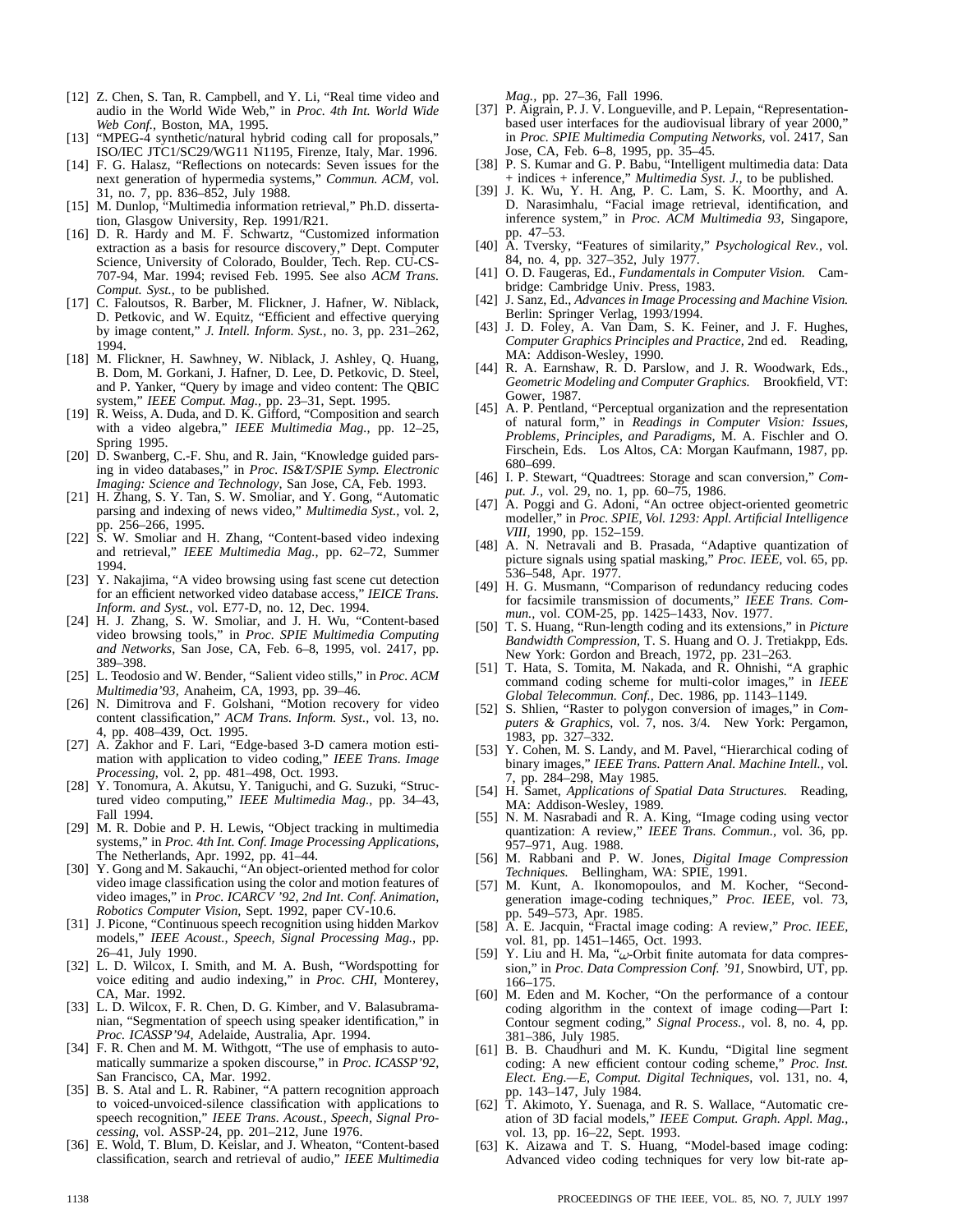[12] Z. Chen, S. Tan, R. Campbell, and Y. Li, "Real time video and audio in the World Wide Web," in *Proc. 4th Int. World Wide Web Conf.*, Boston, MA, 1995.

[13] "MPEG-4 synthetic/natural hybrid coding call for proposals," ISO/IEC JTC1/SC29/WG11 N1195, Firenze, Italy, Mar. 1996.

[14] F. G. Halasz, "Reflections on notecards: Seven issues for the next generation of hypermedia systems," *Commun. ACM*, vol. 31, no. 7, pp. 836–852, July 1988.

[15] M. Dunlop, "Multimedia information retrieval," Ph.D. dissertation, Glasgow University, Rep. 1991/R21.

[16] D. R. Hardy and M. F. Schwartz, "Customized information extraction as a basis for resource discovery," Dept. Computer Science, University of Colorado, Boulder, Tech. Rep. CU-CS-707-94, Mar. 1994; revised Feb. 1995. See also *ACM Trans. Comput. Syst.*, to be published.

[17] C. Faloutsos, R. Barber, M. Flickner, J. Hafner, W. Niblack, D. Petkovic, and W. Equitz, "Efficient and effective querying by image content," *J. Intell. Inform. Syst.*, no. 3, pp. 231–262, 1994.

[18] M. Flickner, H. Sawhney, W. Niblack, J. Ashley, Q. Huang, B. Dom, M. Gorkani, J. Hafner, D. Lee, D. Petkovic, D. Steel, and P. Yanker, "Query by image and video content: The QBIC system," *IEEE Comput. Mag.*, pp. 23–31, Sept. 1995.

[19] R. Weiss, A. Duda, and D. K. Gifford, "Composition and search with a video algebra," *IEEE Multimedia Mag.*, pp. 12–25, Spring 1995.

[20] D. Swanberg, C.-F. Shu, and R. Jain, "Knowledge guided parsing in video databases," in *Proc. IS&T/SPIE Symp. Electronic Imaging: Science and Technology*, San Jose, CA, Feb. 1993.

[21] H. Zhang, S. Y. Tan, S. W. Smoliar, and Y. Gong, "Automatic parsing and indexing of news video," *Multimedia Syst.*, vol. 2, pp. 256–266, 1995.

[22] S. W. Smoliar and H. Zhang, "Content-based video indexing and retrieval," *IEEE Multimedia Mag.*, pp. 62–72, Summer 1994.

[23] Y. Nakajima, "A video browsing using fast scene cut detection for an efficient networked video database access," *IEICE Trans. Inform. and Syst.*, vol. E77-D, no. 12, Dec. 1994.

[24] H. J. Zhang, S. W. Smoliar, and J. H. Wu, "Content-based video browsing tools," in *Proc. SPIE Multimedia Computing and Networks*, San Jose, CA, Feb. 6–8, 1995, vol. 2417, pp. 389–398.

[25] L. Teodosio and W. Bender, "Salient video stills," in *Proc. ACM Multimedia'93*, Anaheim, CA, 1993, pp. 39–46.

[26] N. Dimitrova and F. Golshani, "Motion recovery for video content classification," *ACM Trans. Inform. Syst.*, vol. 13, no. 4, pp. 408–439, Oct. 1995.

[27] A. Zakhor and F. Lari, "Edge-based 3-D camera motion estimation with application to video coding," *IEEE Trans. Image Processing*, vol. 2, pp. 481–498, Oct. 1993.

[28] Y. Tonomura, A. Akutsu, Y. Taniguchi, and G. Suzuki, "Structured video computing," *IEEE Multimedia Mag.*, pp. 34–43, Fall 1994.

[29] M. R. Dobie and P. H. Lewis, "Object tracking in multimedia systems," in *Proc. 4th Int. Conf. Image Processing Applications*, The Netherlands, Apr. 1992, pp. 41–44.

[30] Y. Gong and M. Sakauchi, "An object-oriented method for color video image classification using the color and motion features of video images," in *Proc. ICARCV '92, 2nd Int. Conf. Animation, Robotics Computer Vision*, Sept. 1992, paper CV-10.6.

[31] J. Picone, "Continuous speech recognition using hidden Markov models," *IEEE Acoust., Speech, Signal Processing Mag.*, pp. 26–41, July 1990.

[32] L. D. Wilcox, I. Smith, and M. A. Bush, "Wordspotting for voice editing and audio indexing," in *Proc. CHI*, Monterey, CA, Mar. 1992.

[33] L. D. Wilcox, F. R. Chen, D. G. Kimber, and V. Balasubramanian, "Segmentation of speech using speaker identification," in *Proc. ICASSP'94*, Adelaide, Australia, Apr. 1994.

[34] F. R. Chen and M. M. Withgott, "The use of emphasis to automatically summarize a spoken discourse," in *Proc. ICASSP'92*, San Francisco, CA, Mar. 1992.

[35] B. S. Atal and L. R. Rabiner, "A pattern recognition approach to voiced-unvoiced-silence classification with applications to speech recognition," *IEEE Trans. Acoust., Speech, Signal Processing*, vol. ASSP-24, pp. 201–212, June 1976.

[36] E. Wold, T. Blum, D. Keislar, and J. Wheaton, "Content-based classification, search and retrieval of audio," *IEEE Multimedia Mag.*, pp. 27–36, Fall 1996.

[37] P. Aigrain, P. J. V. Longueville, and P. Lepain, "Representation-based user interfaces for the audiovisual library of year 2000," in *Proc. SPIE Multimedia Computing Networks*, vol. 2417, San Jose, CA, Feb. 6–8, 1995, pp. 35–45.

[38] P. S. Kumar and G. P. Babu, "Intelligent multimedia data: Data + indices + inference," *Multimedia Syst. J.*, to be published.

[39] J. K. Wu, Y. H. Ang, P. C. Lam, S. K. Moorthy, and A. D. Narasimhalu, "Facial image retrieval, identification, and inference system," in *Proc. ACM Multimedia 93*, Singapore, pp. 47–53.

[40] A. Tversky, "Features of similarity," *Psychological Rev.*, vol. 84, no. 4, pp. 327–352, July 1977.

[41] O. D. Faugeras, Ed., *Fundamentals in Computer Vision.* Cambridge: Cambridge Univ. Press, 1983.

[42] J. Sanz, Ed., *Advances in Image Processing and Machine Vision.* Berlin: Springer Verlag, 1993/1994.

[43] J. D. Foley, A. Van Dam, S. K. Feiner, and J. F. Hughes, *Computer Graphics Principles and Practice*, 2nd ed. Reading, MA: Addison-Wesley, 1990.

[44] R. A. Earnshaw, R. D. Parslow, and J. R. Woodwark, Eds., *Geometric Modeling and Computer Graphics.* Brookfield, VT: Gower, 1987.

[45] A. P. Pentland, "Perceptual organization and the representation of natural form," in *Readings in Computer Vision: Issues, Problems, Principles, and Paradigms*, M. A. Fischler and O. Firschein, Eds. Los Altos, CA: Morgan Kaufmann, 1987, pp. 680–699.

[46] I. P. Stewart, "Quadtrees: Storage and scan conversion," *Comput. J.*, vol. 29, no. 1, pp. 60–75, 1986.

[47] A. Poggi and G. Adoni, "An octree object-oriented geometric modeller," in *Proc. SPIE, Vol. 1293: Appl. Artificial Intelligence VIII*, 1990, pp. 152–159.

[48] A. N. Netravali and B. Prasada, "Adaptive quantization of picture signals using spatial masking," *Proc. IEEE*, vol. 65, pp. 536–548, Apr. 1977.

[49] H. G. Musmann, "Comparison of redundancy reducing codes for facsimile transmission of documents," *IEEE Trans. Commun.*, vol. COM-25, pp. 1425–1433, Nov. 1977.

[50] T. S. Huang, "Run-length coding and its extensions," in *Picture Bandwidth Compression*, T. S. Huang and O. J. Tretiakpp, Eds. New York: Gordon and Breach, 1972, pp. 231–263.

[51] T. Hata, S. Tomita, M. Nakada, and R. Ohnishi, "A graphic command coding scheme for multi-color images," in *IEEE Global Telecommun. Conf.*, Dec. 1986, pp. 1143–1149.

[52] S. Shlien, "Raster to polygon conversion of images," in *Computers & Graphics*, vol. 7, nos. 3/4. New York: Pergamon, 1983, pp. 327–332.

[53] Y. Cohen, M. S. Landy, and M. Pavel, "Hierarchical coding of binary images," *IEEE Trans. Pattern Anal. Machine Intell.*, vol. 7, pp. 284–298, May 1985.

[54] H. Samet, *Applications of Spatial Data Structures.* Reading, MA: Addison-Wesley, 1989.

[55] N. M. Nasrabadi and R. A. King, "Image coding using vector quantization: A review," *IEEE Trans. Commun.*, vol. 36, pp. 957–971, Aug. 1988.

[56] M. Rabbani and P. W. Jones, *Digital Image Compression Techniques.* Bellingham, WA: SPIE, 1991.

[57] M. Kunt, A. Ikonomopoulos, and M. Kocher, "Second-generation image-coding techniques," *Proc. IEEE*, vol. 73, pp. 549–573, Apr. 1985.

[58] A. E. Jacquin, "Fractal image coding: A review," *Proc. IEEE*, vol. 81, pp. 1451–1465, Oct. 1993.

[59] Y. Liu and H. Ma, "$\omega$-Orbit finite automata for data compression," in *Proc. Data Compression Conf. '91*, Snowbird, UT, pp. 166–175.

[60] M. Eden and M. Kocher, "On the performance of a contour coding algorithm in the context of image coding—Part I: Contour segment coding," *Signal Process.*, vol. 8, no. 4, pp. 381–386, July 1985.

[61] B. B. Chaudhuri and M. K. Kundu, "Digital line segment coding: A new efficient contour coding scheme," *Proc. Inst. Elect. Eng.—E, Comput. Digital Techniques*, vol. 131, no. 4, pp. 143–147, July 1984.

[62] T. Akimoto, Y. Suenaga, and R. S. Wallace, "Automatic creation of 3D facial models," *IEEE Comput. Graph. Appl. Mag.*, vol. 13, pp. 16–22, Sept. 1993.

[63] K. Aizawa and T. S. Huang, "Model-based image coding: Advanced video coding techniques for very low bit-rate ap-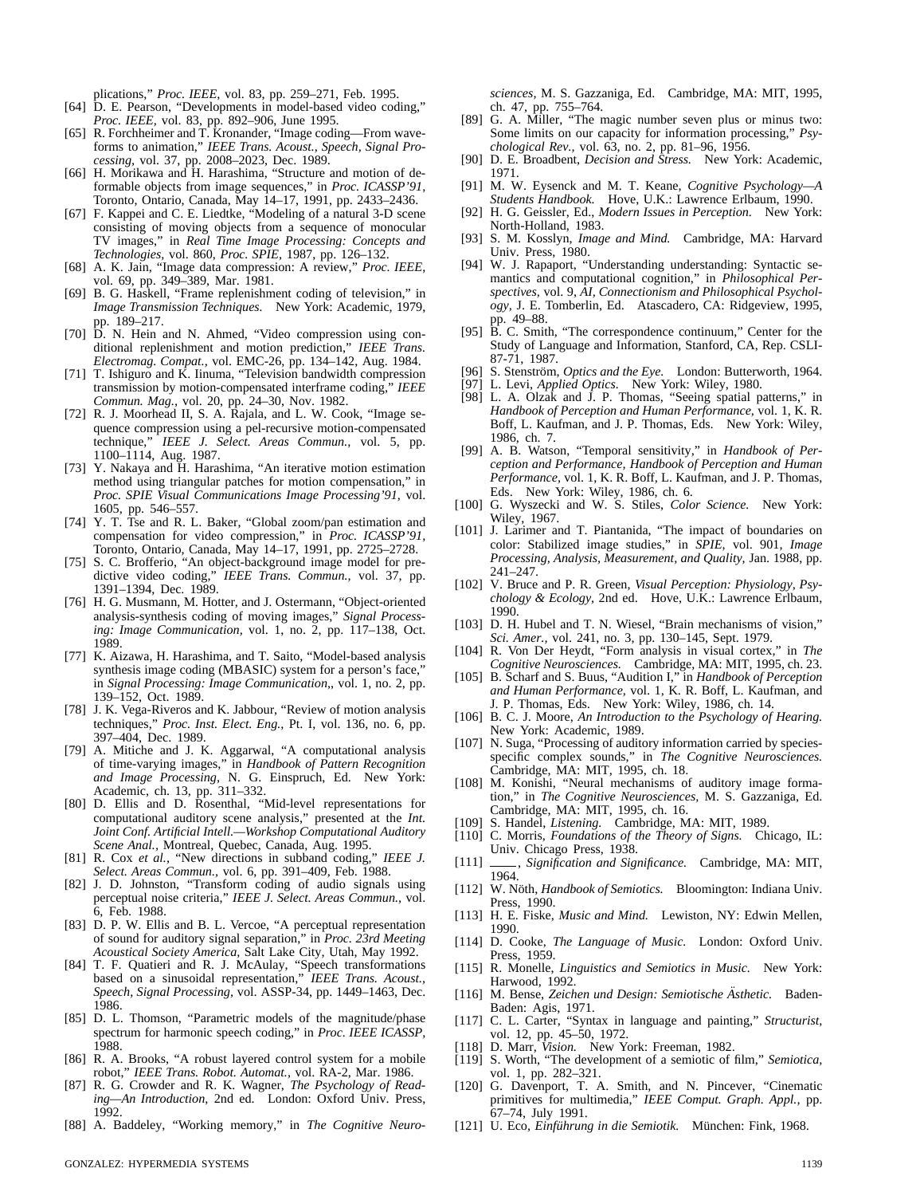plications," *Proc. IEEE,* vol. 83, pp. 259–271, Feb. 1995.

[64] D. E. Pearson, "Developments in model-based video coding," *Proc. IEEE,* vol. 83, pp. 892–906, June 1995.

[65] R. Forchheimer and T. Kronander, "Image coding—From waveforms to animation," *IEEE Trans. Acoust., Speech, Signal Processing,* vol. 37, pp. 2008–2023, Dec. 1989.

[66] H. Morikawa and H. Harashima, "Structure and motion of deformable objects from image sequences," in *Proc. ICASSP'91,* Toronto, Ontario, Canada, May 14–17, 1991, pp. 2433–2436.

[67] F. Kappei and C. E. Liedtke, "Modeling of a natural 3-D scene consisting of moving objects from a sequence of monocular TV images," in *Real Time Image Processing: Concepts and Technologies,* vol. 860, *Proc. SPIE,* 1987, pp. 126–132.

[68] A. K. Jain, "Image data compression: A review," *Proc. IEEE,* vol. 69, pp. 349–389, Mar. 1981.

[69] B. G. Haskell, "Frame replenishment coding of television," in *Image Transmission Techniques.* New York: Academic, 1979, pp. 189–217.

[70] D. N. Hein and N. Ahmed, "Video compression using conditional replenishment and motion prediction," *IEEE Trans. Electromag. Compat.,* vol. EMC-26, pp. 134–142, Aug. 1984.

[71] T. Ishiguro and K. Iinuma, "Television bandwidth compression transmission by motion-compensated interframe coding," *IEEE Commun. Mag.,* vol. 20, pp. 24–30, Nov. 1982.

[72] R. J. Moorhead II, S. A. Rajala, and L. W. Cook, "Image sequence compression using a pel-recursive motion-compensated technique," *IEEE J. Select. Areas Commun.,* vol. 5, pp. 1100–1114, Aug. 1987.

[73] Y. Nakaya and H. Harashima, "An iterative motion estimation method using triangular patches for motion compensation," in *Proc. SPIE Visual Communications Image Processing'91,* vol. 1605, pp. 546–557.

[74] Y. T. Tse and R. L. Baker, "Global zoom/pan estimation and compensation for video compression," in *Proc. ICASSP'91,* Toronto, Ontario, Canada, May 14–17, 1991, pp. 2725–2728.

[75] S. C. Brofferio, "An object-background image model for predictive video coding," *IEEE Trans. Commun.,* vol. 37, pp. 1391–1394, Dec. 1989.

[76] H. G. Musmann, M. Hotter, and J. Ostermann, "Object-oriented analysis-synthesis coding of moving images," *Signal Processing: Image Communication,* vol. 1, no. 2, pp. 117–138, Oct. 1989.

[77] K. Aizawa, H. Harashima, and T. Saito, "Model-based analysis synthesis image coding (MBASIC) system for a person's face," in *Signal Processing: Image Communication,*, vol. 1, no. 2, pp. 139–152, Oct. 1989.

[78] J. K. Vega-Riveros and K. Jabbour, "Review of motion analysis techniques," *Proc. Inst. Elect. Eng.,* Pt. I, vol. 136, no. 6, pp. 397–404, Dec. 1989.

[79] A. Mitiche and J. K. Aggarwal, "A computational analysis of time-varying images," in *Handbook of Pattern Recognition and Image Processing,* N. G. Einspruch, Ed. New York: Academic, ch. 13, pp. 311–332.

[80] D. Ellis and D. Rosenthal, "Mid-level representations for computational auditory scene analysis," presented at the *Int. Joint Conf. Artificial Intell.—Workshop Computational Auditory Scene Anal.,* Montreal, Quebec, Canada, Aug. 1995.

[81] R. Cox *et al.,* "New directions in subband coding," *IEEE J. Select. Areas Commun.,* vol. 6, pp. 391–409, Feb. 1988.

[82] J. D. Johnston, "Transform coding of audio signals using perceptual noise criteria," *IEEE J. Select. Areas Commun.,* vol. 6, Feb. 1988.

[83] D. P. W. Ellis and B. L. Vercoe, "A perceptual representation of sound for auditory signal separation," in *Proc. 23rd Meeting Acoustical Society America,* Salt Lake City, Utah, May 1992.

[84] T. F. Quatieri and R. J. McAulay, "Speech transformations based on a sinusoidal representation," *IEEE Trans. Acoust., Speech, Signal Processing,* vol. ASSP-34, pp. 1449–1463, Dec. 1986.

[85] D. L. Thomson, "Parametric models of the magnitude/phase spectrum for harmonic speech coding," in *Proc. IEEE ICASSP,* 1988.

[86] R. A. Brooks, "A robust layered control system for a mobile robot," *IEEE Trans. Robot. Automat.,* vol. RA-2, Mar. 1986.

[87] R. G. Crowder and R. K. Wagner, *The Psychology of Reading—An Introduction,* 2nd ed. London: Oxford Univ. Press, 1992.

[88] A. Baddeley, "Working memory," in *The Cognitive Neurosciences,* M. S. Gazzaniga, Ed. Cambridge, MA: MIT, 1995, ch. 47, pp. 755–764.

[89] G. A. Miller, "The magic number seven plus or minus two: Some limits on our capacity for information processing," *Psychological Rev.,* vol. 63, no. 2, pp. 81–96, 1956.

[90] D. E. Broadbent, *Decision and Stress.* New York: Academic, 1971.

[91] M. W. Eysenck and M. T. Keane, *Cognitive Psychology—A Students Handbook.* Hove, U.K.: Lawrence Erlbaum, 1990.

[92] H. G. Geissler, Ed., *Modern Issues in Perception.* New York: North-Holland, 1983.

[93] S. M. Kosslyn, *Image and Mind.* Cambridge, MA: Harvard Univ. Press, 1980.

[94] W. J. Rapaport, "Understanding understanding: Syntactic semantics and computational cognition," in *Philosophical Perspectives,* vol. 9, *AI, Connectionism and Philosophical Psychology,* J. E. Tomberlin, Ed. Atascadero, CA: Ridgeview, 1995, pp. 49–88.

[95] B. C. Smith, "The correspondence continuum," Center for the Study of Language and Information, Stanford, CA, Rep. CSLI-87-71, 1987.

[96] S. Stenström, *Optics and the Eye.* London: Butterworth, 1964.

[97] L. Levi, *Applied Optics.* New York: Wiley, 1980.

[98] L. A. Olzak and J. P. Thomas, "Seeing spatial patterns," in *Handbook of Perception and Human Performance,* vol. 1, K. R. Boff, L. Kaufman, and J. P. Thomas, Eds. New York: Wiley, 1986, ch. 7.

[99] A. B. Watson, "Temporal sensitivity," in *Handbook of Perception and Performance, Handbook of Perception and Human Performance,* vol. 1, K. R. Boff, L. Kaufman, and J. P. Thomas, Eds. New York: Wiley, 1986, ch. 6.

[100] G. Wyszecki and W. S. Stiles, *Color Science.* New York: Wiley, 1967.

[101] J. Larimer and T. Piantanida, "The impact of boundaries on color: Stabilized image studies," in *SPIE,* vol. 901, *Image Processing, Analysis, Measurement, and Quality,* Jan. 1988, pp. 241–247.

[102] V. Bruce and P. R. Green, *Visual Perception: Physiology, Psychology & Ecology,* 2nd ed. Hove, U.K.: Lawrence Erlbaum, 1990.

[103] D. H. Hubel and T. N. Wiesel, "Brain mechanisms of vision," *Sci. Amer.,* vol. 241, no. 3, pp. 130–145, Sept. 1979.

[104] R. Von Der Heydt, "Form analysis in visual cortex," in *The Cognitive Neurosciences.* Cambridge, MA: MIT, 1995, ch. 23.

[105] B. Scharf and S. Buus, "Audition I," in *Handbook of Perception and Human Performance,* vol. 1, K. R. Boff, L. Kaufman, and J. P. Thomas, Eds. New York: Wiley, 1986, ch. 14.

[106] B. C. J. Moore, *An Introduction to the Psychology of Hearing.* New York: Academic, 1989.

[107] N. Suga, "Processing of auditory information carried by species-specific complex sounds," in *The Cognitive Neurosciences.* Cambridge, MA: MIT, 1995, ch. 18.

[108] M. Konishi, "Neural mechanisms of auditory image formation," in *The Cognitive Neurosciences,* M. S. Gazzaniga, Ed. Cambridge, MA: MIT, 1995, ch. 16.

[109] S. Handel, *Listening.* Cambridge, MA: MIT, 1989.

[110] C. Morris, *Foundations of the Theory of Signs.* Chicago, IL: Univ. Chicago Press, 1938.

[111] ——, *Signification and Significance.* Cambridge, MA: MIT, 1964.

[112] W. Nöth, *Handbook of Semiotics.* Bloomington: Indiana Univ. Press, 1990.

[113] H. E. Fiske, *Music and Mind.* Lewiston, NY: Edwin Mellen, 1990.

[114] D. Cooke, *The Language of Music.* London: Oxford Univ. Press, 1959.

[115] R. Monelle, *Linguistics and Semiotics in Music.* New York: Harwood, 1992.

[116] M. Bense, *Zeichen und Design: Semiotische Ästhetic.* Baden-Baden: Agis, 1971.

[117] C. L. Carter, "Syntax in language and painting," *Structurist,* vol. 12, pp. 45–50, 1972.

[118] D. Marr, *Vision.* New York: Freeman, 1982.

[119] S. Worth, "The development of a semiotic of film," *Semiotica,* vol. 1, pp. 282–321.

[120] G. Davenport, T. A. Smith, and N. Pincever, "Cinematic primitives for multimedia," *IEEE Comput. Graph. Appl.,* pp. 67–74, July 1991.

[121] U. Eco, *Einführung in die Semiotik.* München: Fink, 1968.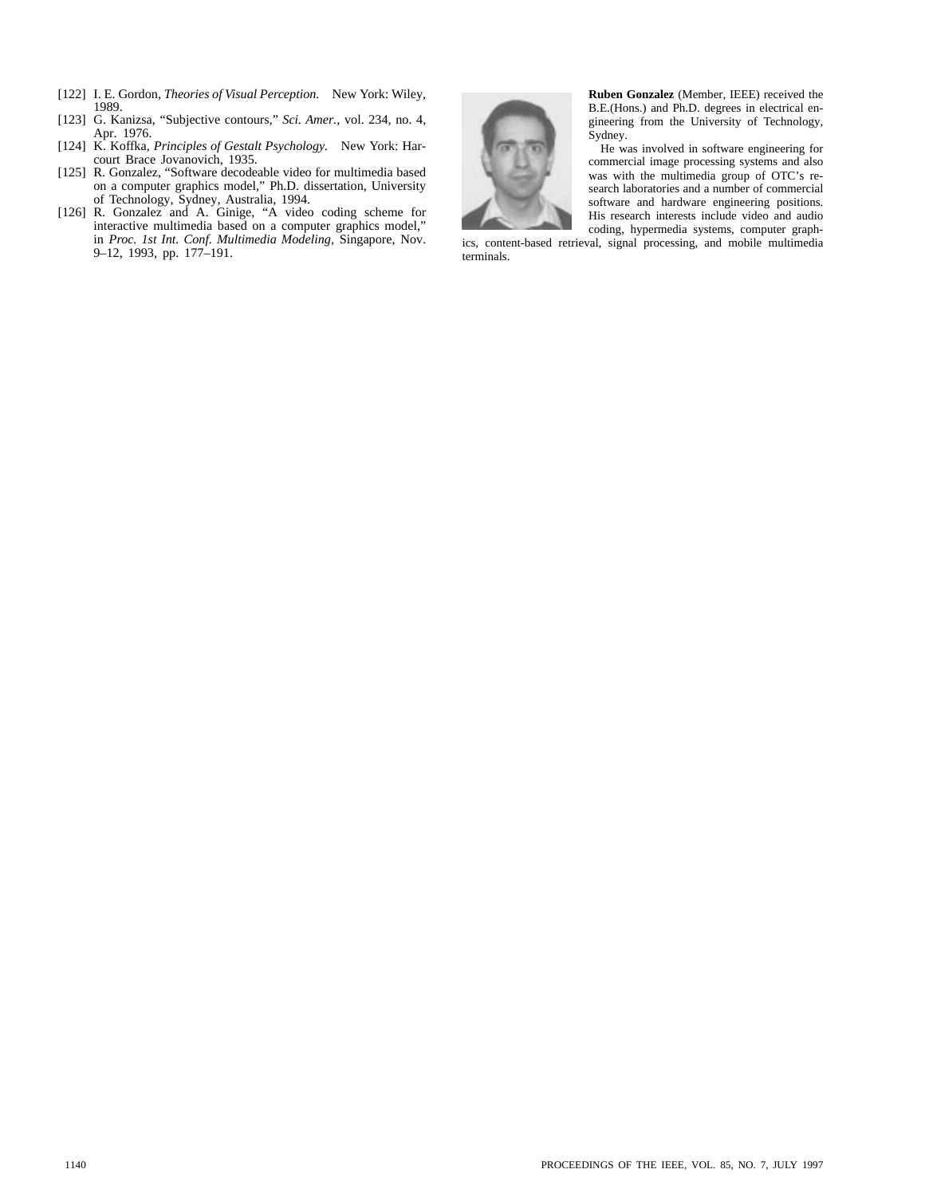[122] I. E. Gordon, *Theories of Visual Perception.* New York: Wiley, 1989.

[123] G. Kanizsa, "Subjective contours," *Sci. Amer.,* vol. 234, no. 4, Apr. 1976.

[124] K. Koffka, *Principles of Gestalt Psychology.* New York: Harcourt Brace Jovanovich, 1935.

[125] R. Gonzalez, "Software decodeable video for multimedia based on a computer graphics model," Ph.D. dissertation, University of Technology, Sydney, Australia, 1994.

[126] R. Gonzalez and A. Ginige, "A video coding scheme for interactive multimedia based on a computer graphics model," in *Proc. 1st Int. Conf. Multimedia Modeling,* Singapore, Nov. 9–12, 1993, pp. 177–191.

**Ruben Gonzalez** (Member, IEEE) received the B.E.(Hons.) and Ph.D. degrees in electrical engineering from the University of Technology, Sydney.

He was involved in software engineering for commercial image processing systems and also was with the multimedia group of OTC's research laboratories and a number of commercial software and hardware engineering positions. His research interests include video and audio coding, hypermedia systems, computer graphics, content-based retrieval, signal processing, and mobile multimedia terminals.